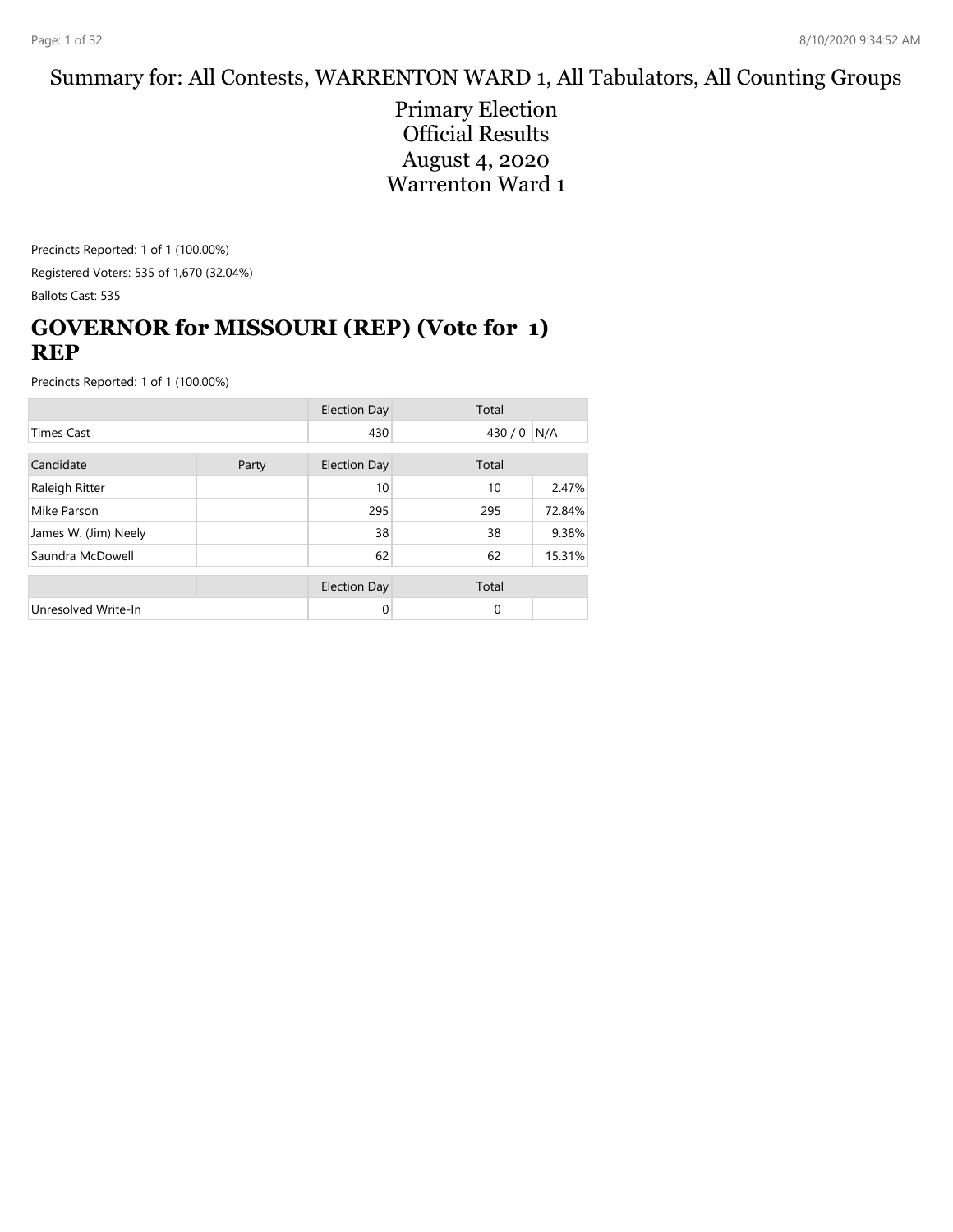Summary for: All Contests, WARRENTON WARD 1, All Tabulators, All Counting Groups

# Primary Election Official Results August 4, 2020 Warrenton Ward 1

Precincts Reported: 1 of 1 (100.00%)

Registered Voters: 535 of 1,670 (32.04%)

Ballots Cast: 535

## GOVERNOR for MISSOURI (REP) (Vote for 1) REP

Precincts Reported: 1 of 1 (100.00%)

| | | Election Day | Total | |
|---|---|---|---|---|
| Times Cast | | 430 | 430 / 0 | N/A |

| Candidate | Party | Election Day | Total | |
|---|---|---|---|---|
| Raleigh Ritter | | 10 | 10 | 2.47% |
| Mike Parson | | 295 | 295 | 72.84% |
| James W. (Jim) Neely | | 38 | 38 | 9.38% |
| Saundra McDowell | | 62 | 62 | 15.31% |

| | | Election Day | Total | |
|---|---|---|---|---|
| Unresolved Write-In | | 0 | 0 | |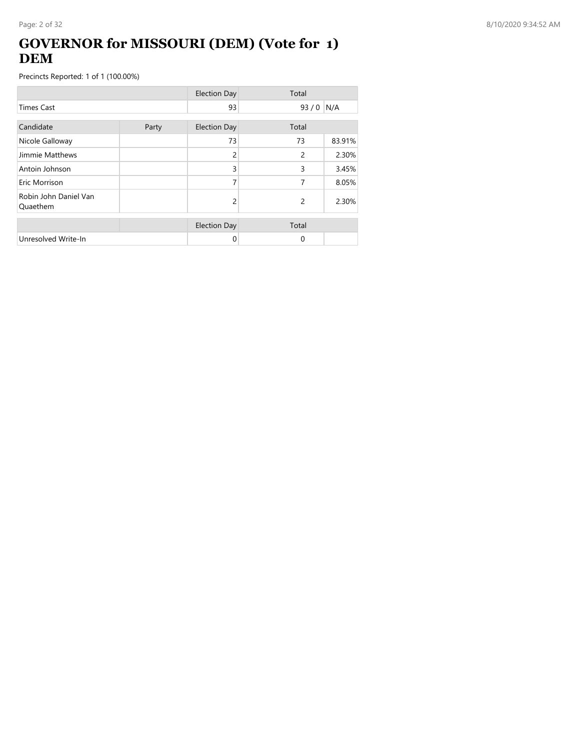# GOVERNOR for MISSOURI (DEM) (Vote for 1) DEM

Precincts Reported: 1 of 1 (100.00%)

| | | Election Day | Total | |
|---|---|---|---|---|
| Times Cast | | 93 | 93 / 0 | N/A |

| Candidate | Party | Election Day | Total | |
|---|---|---|---|---|
| Nicole Galloway | | 73 | 73 | 83.91% |
| Jimmie Matthews | | 2 | 2 | 2.30% |
| Antoin Johnson | | 3 | 3 | 3.45% |
| Eric Morrison | | 7 | 7 | 8.05% |
| Robin John Daniel Van Quaethem | | 2 | 2 | 2.30% |

| | | Election Day | Total | |
|---|---|---|---|---|
| Unresolved Write-In | | 0 | 0 | |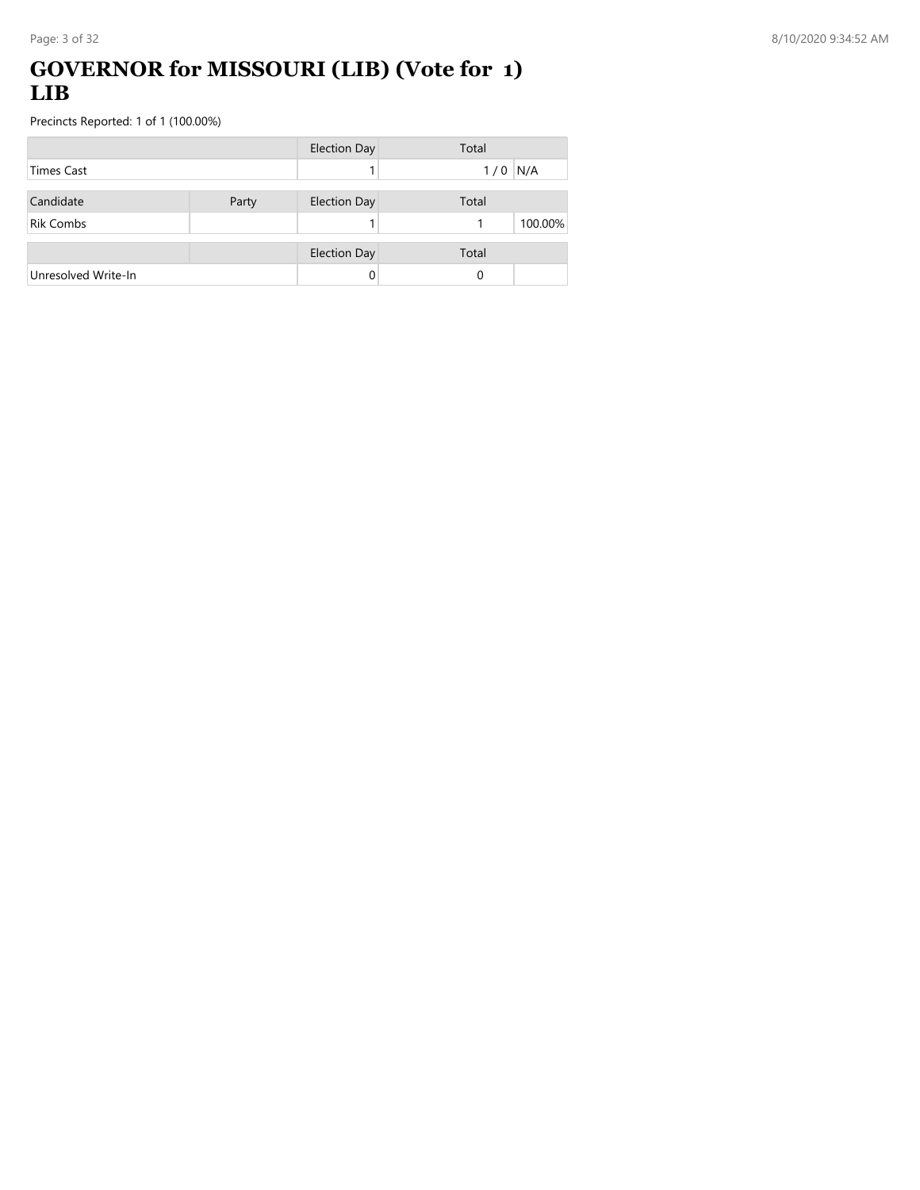# GOVERNOR for MISSOURI (LIB) (Vote for 1) LIB

Precincts Reported: 1 of 1 (100.00%)

| | Election Day | Total | |
|---|---|---|---|
| Times Cast | 1 | 1 / 0 | N/A |

| Candidate | Party | Election Day | Total | |
|---|---|---|---|---|
| Rik Combs | | 1 | 1 | 100.00% |

| | | Election Day | Total | |
|---|---|---|---|---|
| Unresolved Write-In | | 0 | 0 | |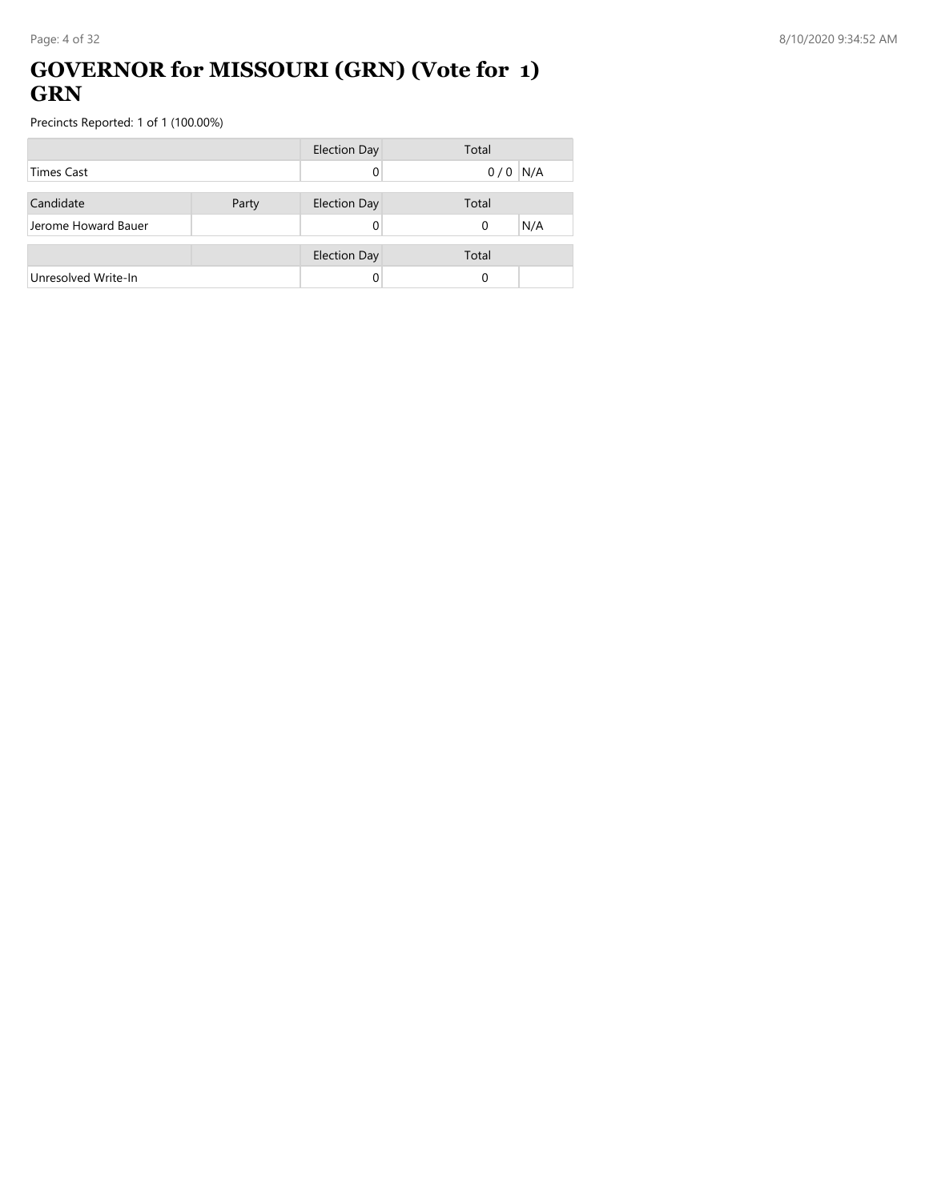# GOVERNOR for MISSOURI (GRN) (Vote for 1) GRN

Precincts Reported: 1 of 1 (100.00%)

| | | Election Day | Total | |
|---|---|---|---|---|
| Times Cast | | 0 | 0 / 0 | N/A |

| Candidate | Party | Election Day | Total | |
|---|---|---|---|---|
| Jerome Howard Bauer | | 0 | 0 | N/A |

| | | Election Day | Total | |
|---|---|---|---|---|
| Unresolved Write-In | | 0 | 0 | |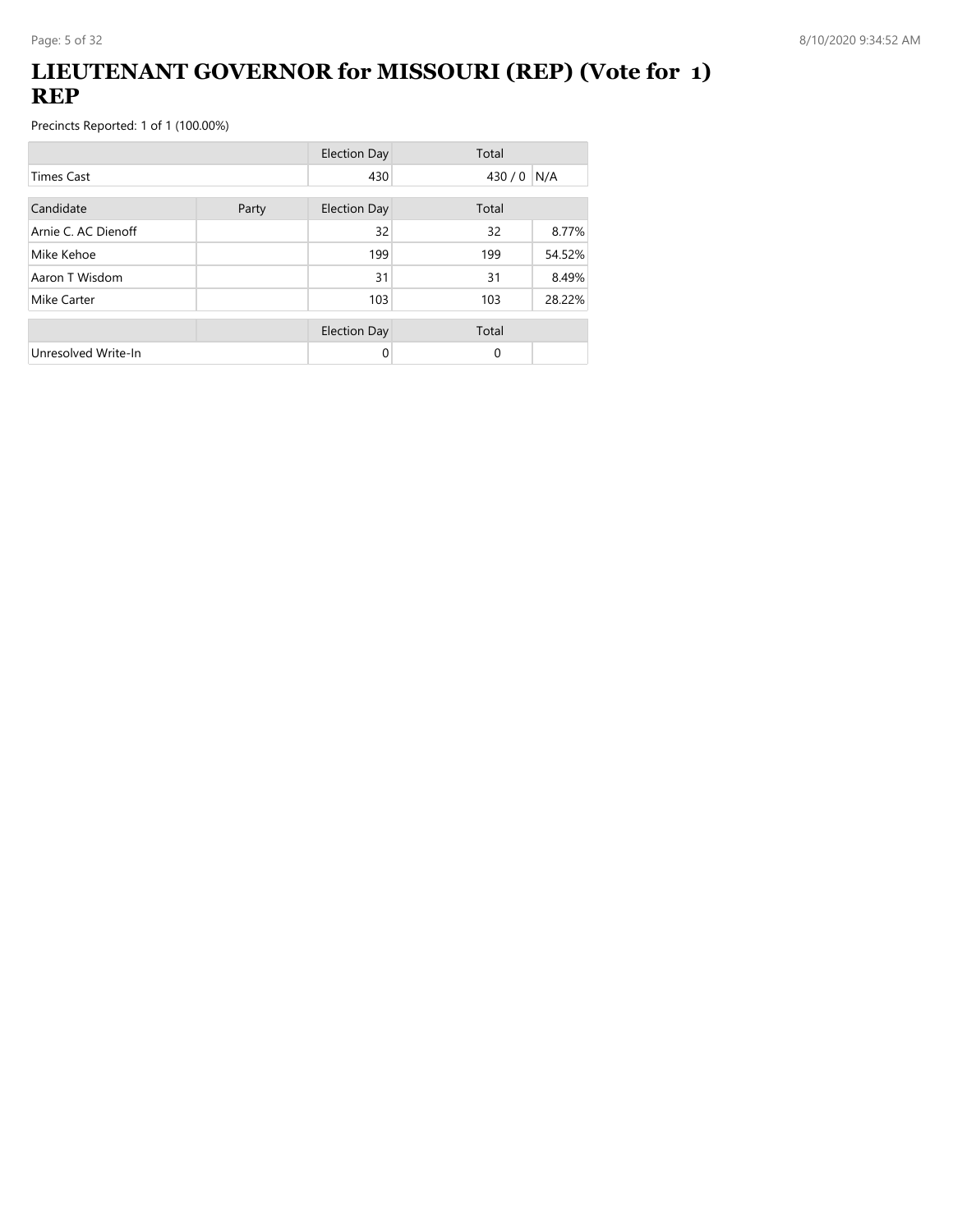# LIEUTENANT GOVERNOR for MISSOURI (REP) (Vote for 1) REP

Precincts Reported: 1 of 1 (100.00%)

| | | Election Day | Total | |
|---|---|---|---|---|
| Times Cast | | 430 | 430 / 0 | N/A |

| Candidate | Party | Election Day | Total | |
|---|---|---|---|---|
| Arnie C. AC Dienoff | | 32 | 32 | 8.77% |
| Mike Kehoe | | 199 | 199 | 54.52% |
| Aaron T Wisdom | | 31 | 31 | 8.49% |
| Mike Carter | | 103 | 103 | 28.22% |

| | | Election Day | Total | |
|---|---|---|---|---|
| Unresolved Write-In | | 0 | 0 | |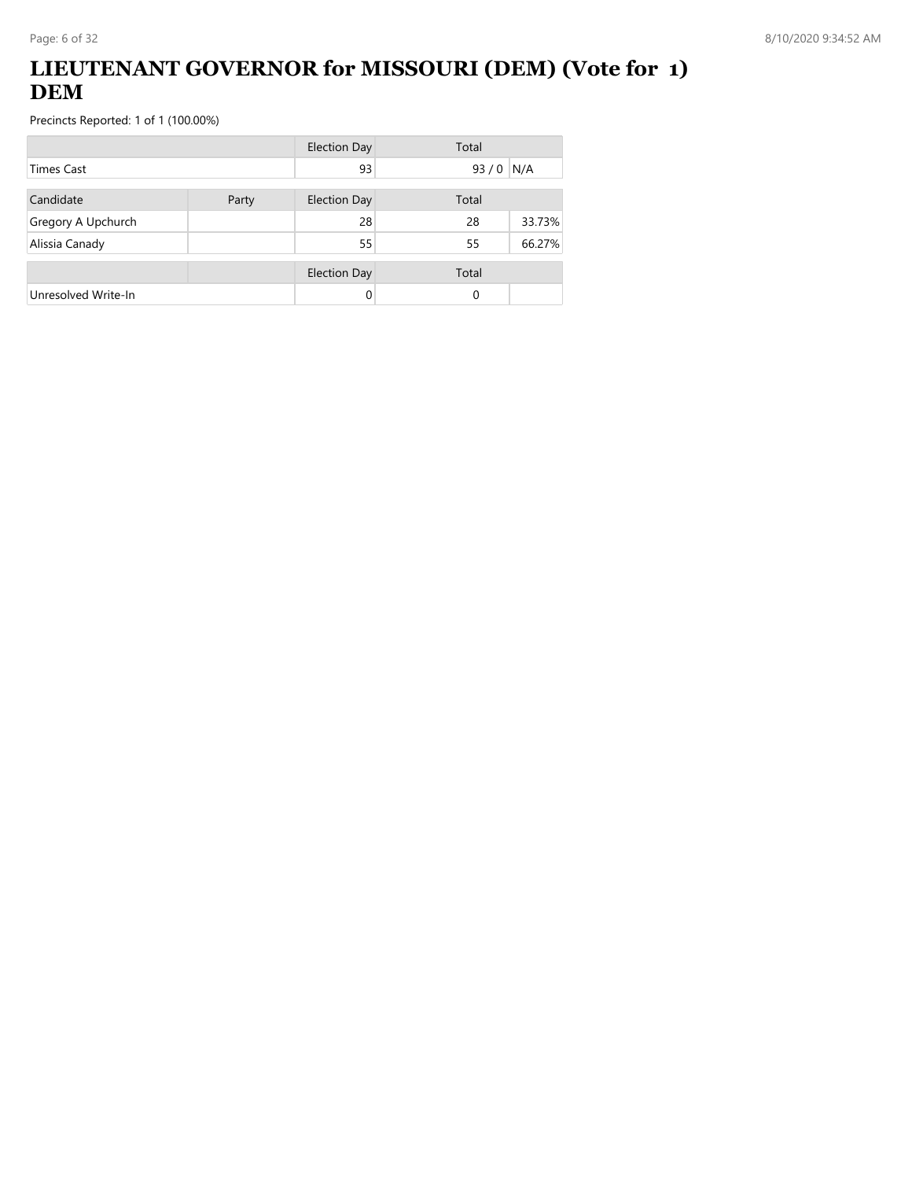# LIEUTENANT GOVERNOR for MISSOURI (DEM) (Vote for 1) DEM

Precincts Reported: 1 of 1 (100.00%)

| | | Election Day | Total | |
|---|---|---|---|---|
| Times Cast | | 93 | 93 / 0 | N/A |

| Candidate | Party | Election Day | Total | |
|---|---|---|---|---|
| Gregory A Upchurch | | 28 | 28 | 33.73% |
| Alissia Canady | | 55 | 55 | 66.27% |

| | | Election Day | Total | |
|---|---|---|---|---|
| Unresolved Write-In | | 0 | 0 | |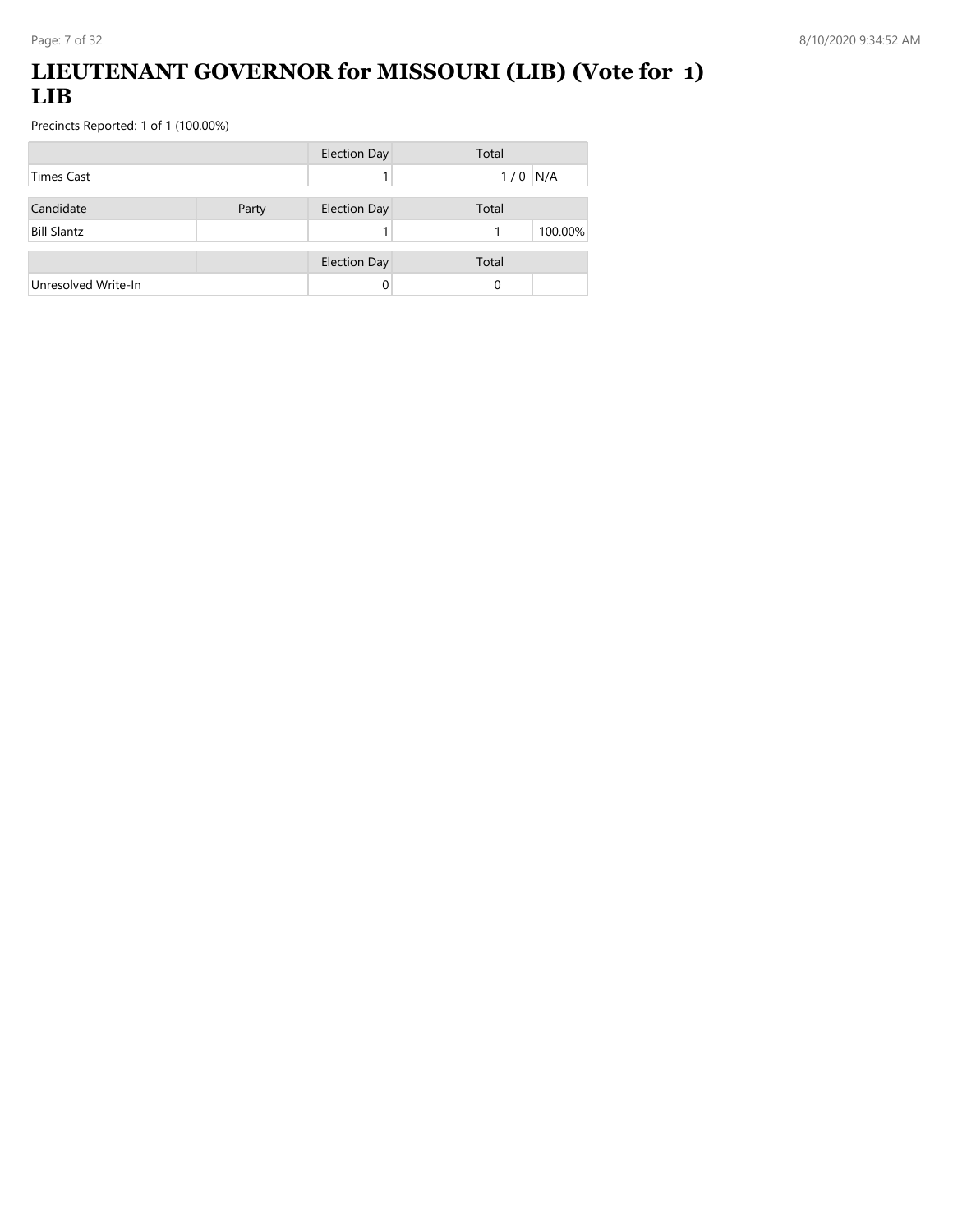# LIEUTENANT GOVERNOR for MISSOURI (LIB) (Vote for 1) LIB

Precincts Reported: 1 of 1 (100.00%)

| | | Election Day | Total | |
|---|---|---|---|---|
| Times Cast | | 1 | 1 / 0 | N/A |

| Candidate | Party | Election Day | Total | |
|---|---|---|---|---|
| Bill Slantz | | 1 | 1 | 100.00% |

| | | Election Day | Total | |
|---|---|---|---|---|
| Unresolved Write-In | | 0 | 0 | |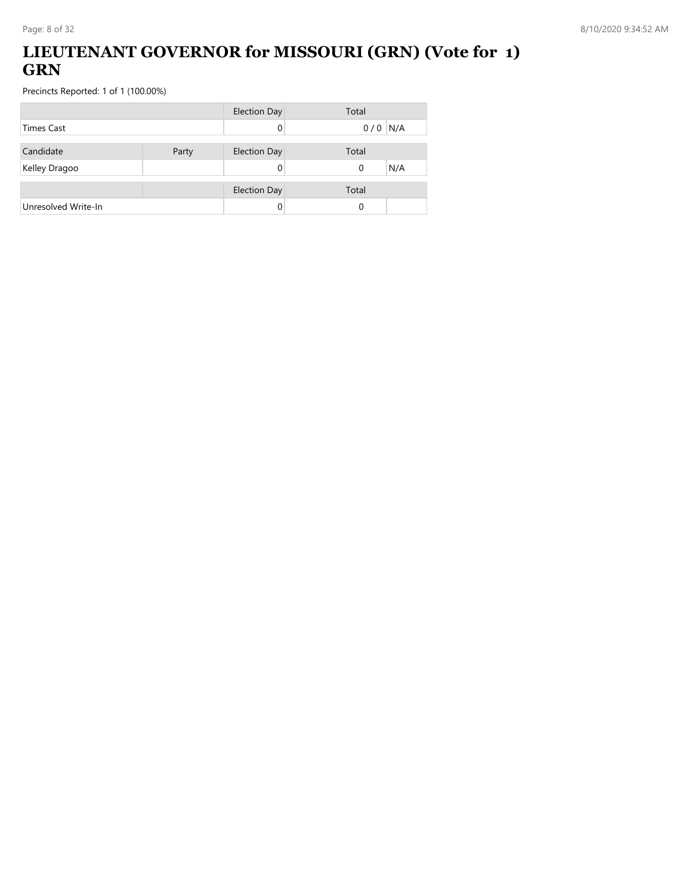# LIEUTENANT GOVERNOR for MISSOURI (GRN) (Vote for 1) GRN

Precincts Reported: 1 of 1 (100.00%)

| | | Election Day | Total | |
|---|---|---|---|---|
| Times Cast | | 0 | 0 / 0 | N/A |

| Candidate | Party | Election Day | Total | |
|---|---|---|---|---|
| Kelley Dragoo | | 0 | 0 | N/A |

| | | Election Day | Total | |
|---|---|---|---|---|
| Unresolved Write-In | | 0 | 0 | |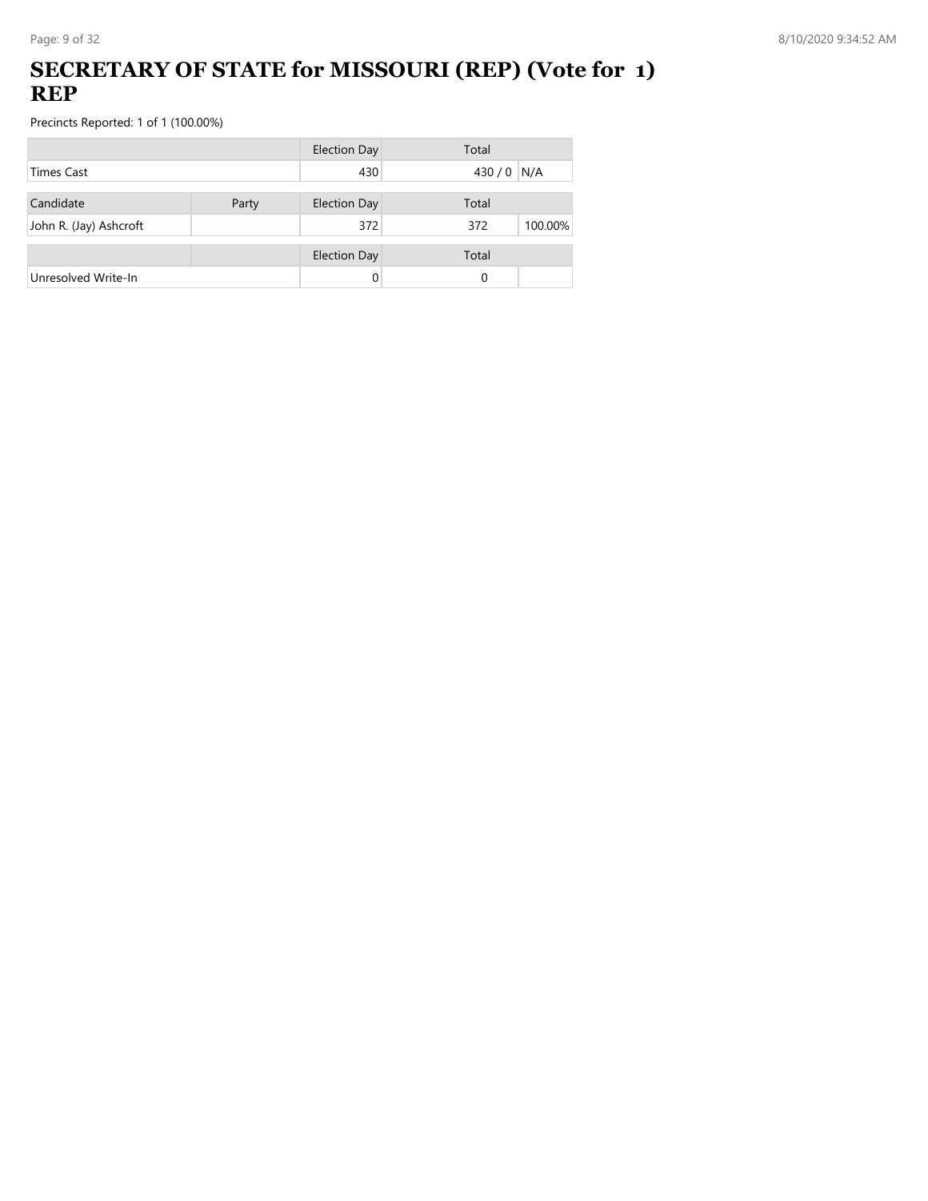# SECRETARY OF STATE for MISSOURI (REP) (Vote for 1) REP

Precincts Reported: 1 of 1 (100.00%)

| | | Election Day | Total | |
|---|---|---|---|---|
| Times Cast | | 430 | 430 / 0 | N/A |

| Candidate | Party | Election Day | Total | |
|---|---|---|---|---|
| John R. (Jay) Ashcroft | | 372 | 372 | 100.00% |

| | | Election Day | Total | |
|---|---|---|---|---|
| Unresolved Write-In | | 0 | 0 | |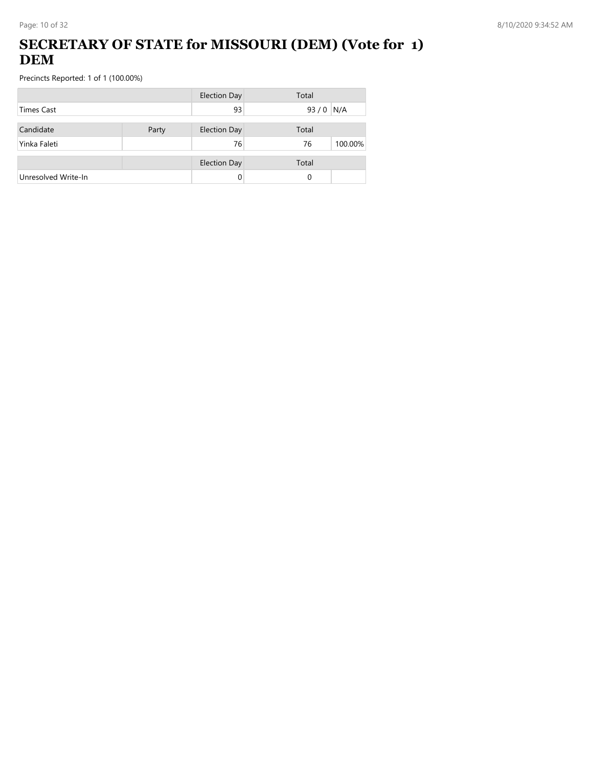# SECRETARY OF STATE for MISSOURI (DEM) (Vote for 1) DEM

Precincts Reported: 1 of 1 (100.00%)

| | | Election Day | Total | |
|---|---|---|---|---|
| Times Cast | | 93 | 93 / 0 | N/A |

| Candidate | Party | Election Day | Total | |
|---|---|---|---|---|
| Yinka Faleti | | 76 | 76 | 100.00% |

| | | Election Day | Total | |
|---|---|---|---|---|
| Unresolved Write-In | | 0 | 0 | |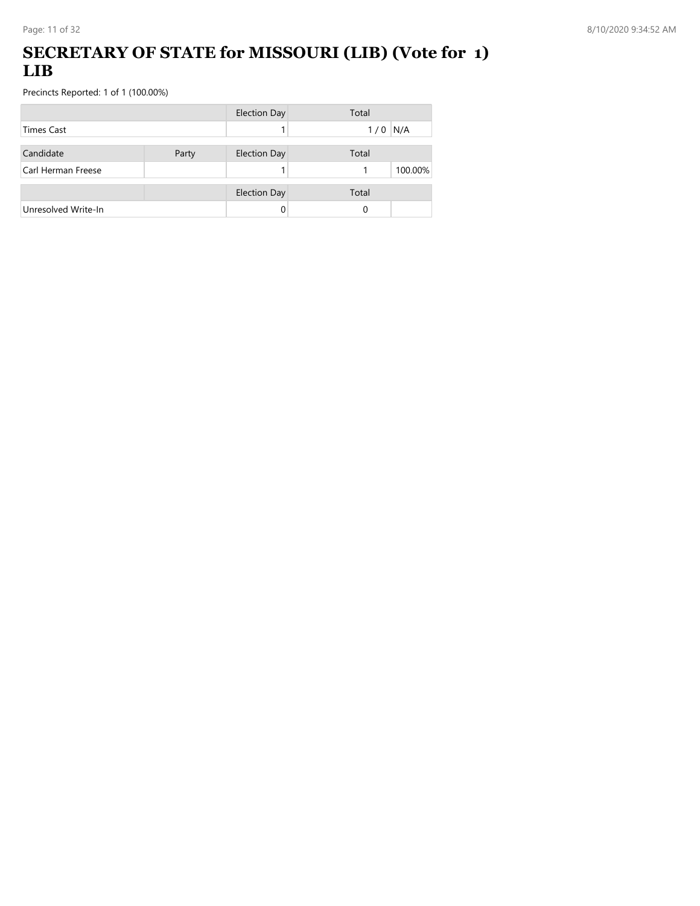# SECRETARY OF STATE for MISSOURI (LIB) (Vote for 1) LIB

Precincts Reported: 1 of 1 (100.00%)

| | | Election Day | Total | |
|---|---|---|---|---|
| Times Cast | | 1 | 1 / 0 | N/A |

| Candidate | Party | Election Day | Total | |
|---|---|---|---|---|
| Carl Herman Freese | | 1 | 1 | 100.00% |

| | | Election Day | Total | |
|---|---|---|---|---|
| Unresolved Write-In | | 0 | 0 | |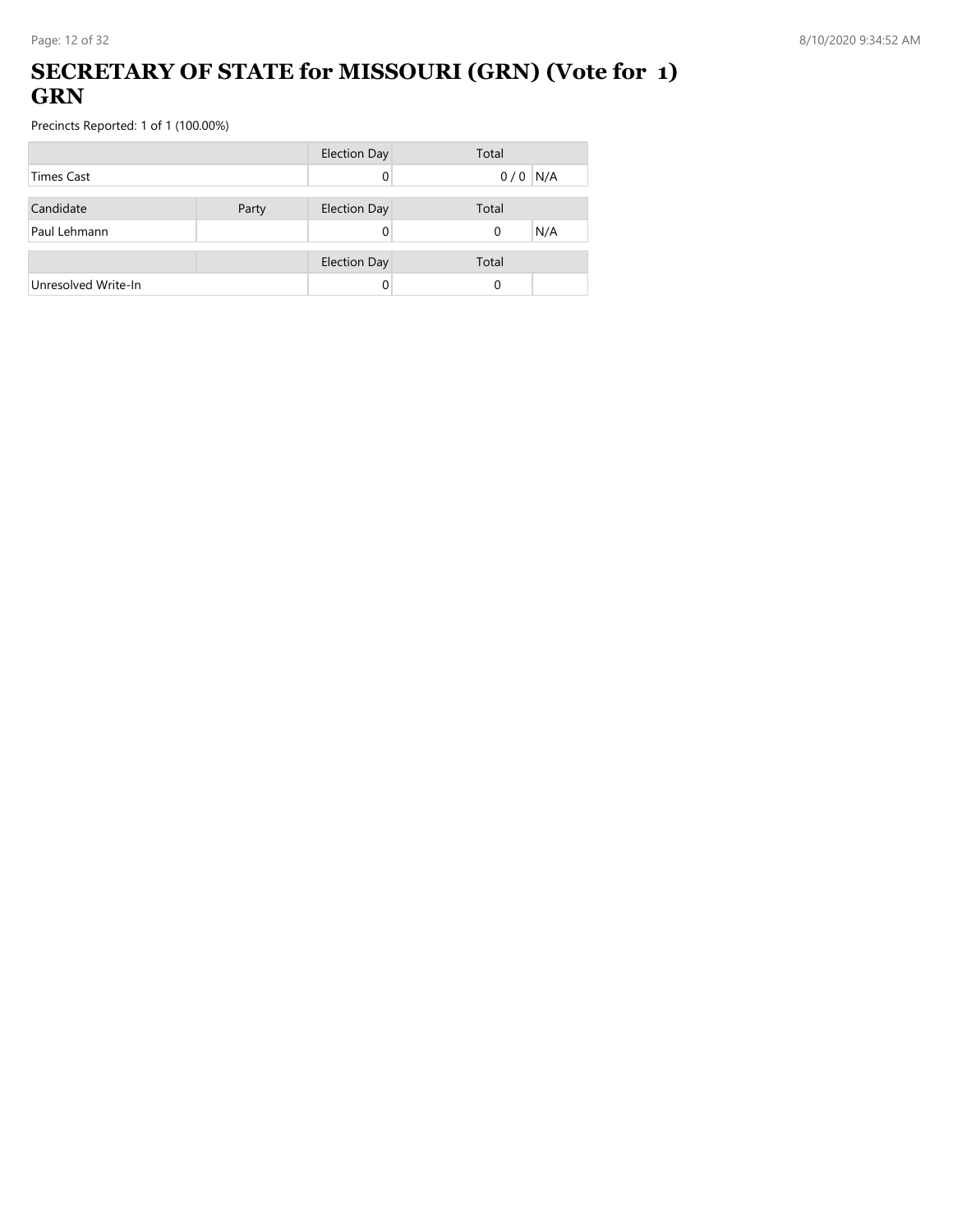# SECRETARY OF STATE for MISSOURI (GRN) (Vote for 1) GRN

Precincts Reported: 1 of 1 (100.00%)

| | | Election Day | Total | |
|---|---|---|---|---|
| Times Cast | | 0 | 0 / 0 | N/A |

| Candidate | Party | Election Day | Total | |
|---|---|---|---|---|
| Paul Lehmann | | 0 | 0 | N/A |

| | | Election Day | Total | |
|---|---|---|---|---|
| Unresolved Write-In | | 0 | 0 | |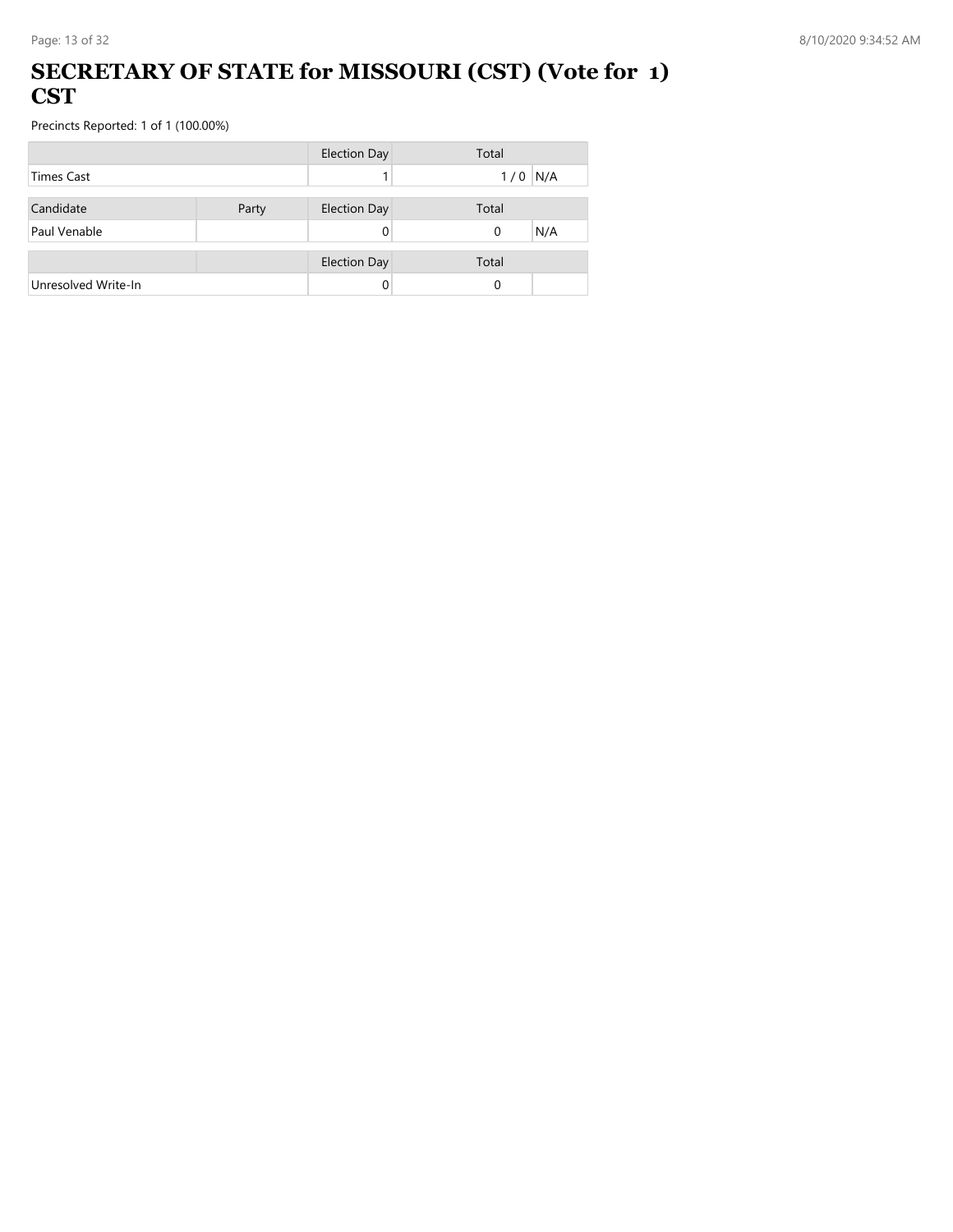# SECRETARY OF STATE for MISSOURI (CST) (Vote for 1) CST

Precincts Reported: 1 of 1 (100.00%)

| | | Election Day | Total | |
|---|---|---|---|---|
| Times Cast | | 1 | 1 / 0 | N/A |

| Candidate | Party | Election Day | Total | |
|---|---|---|---|---|
| Paul Venable | | 0 | 0 | N/A |

| | | Election Day | Total | |
|---|---|---|---|---|
| Unresolved Write-In | | 0 | 0 | |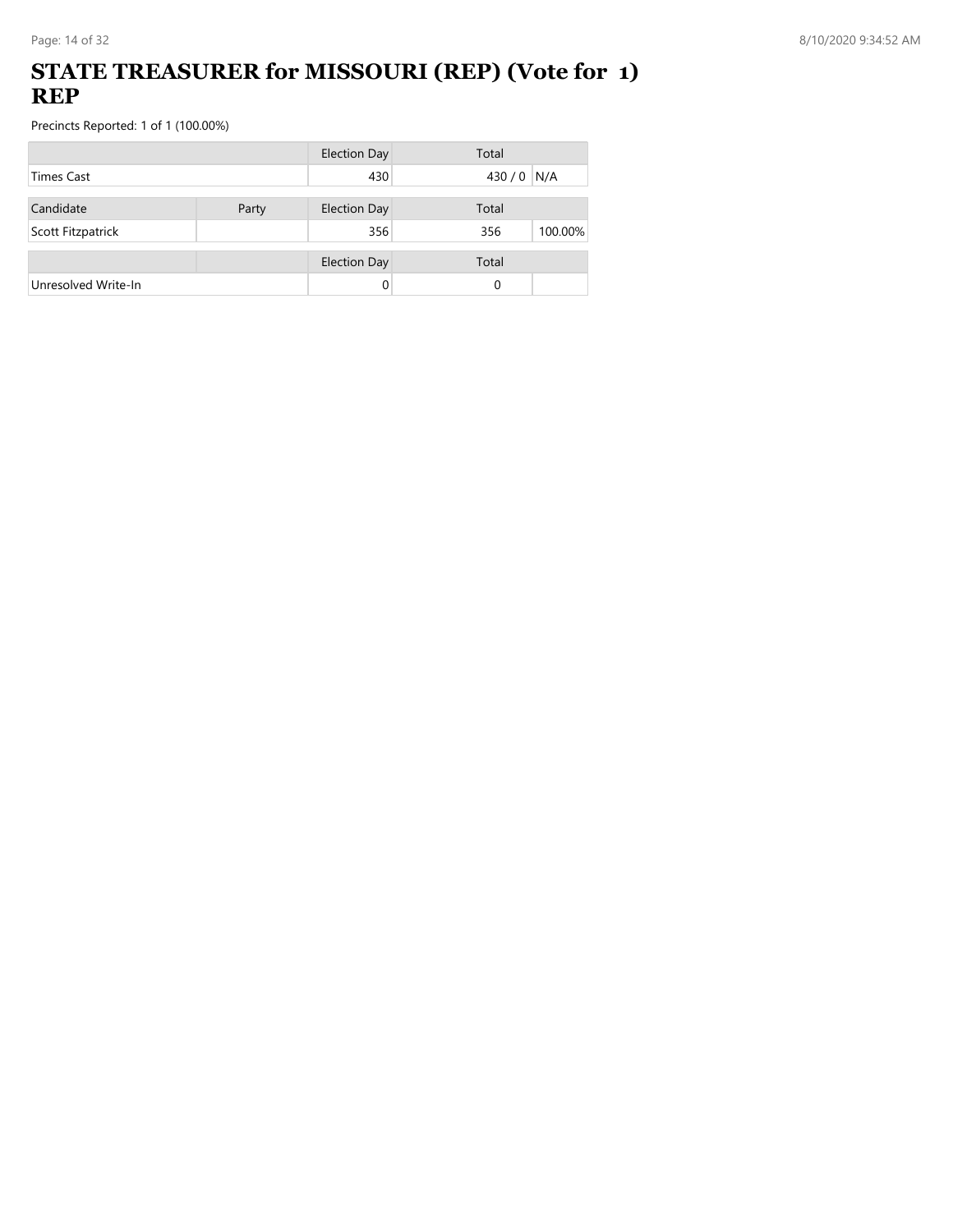# STATE TREASURER for MISSOURI (REP) (Vote for 1) REP

Precincts Reported: 1 of 1 (100.00%)

| | | Election Day | Total | |
|---|---|---|---|---|
| Times Cast | | 430 | 430 / 0 | N/A |

| Candidate | Party | Election Day | Total | |
|---|---|---|---|---|
| Scott Fitzpatrick | | 356 | 356 | 100.00% |

| | | Election Day | Total | |
|---|---|---|---|---|
| Unresolved Write-In | | 0 | 0 | |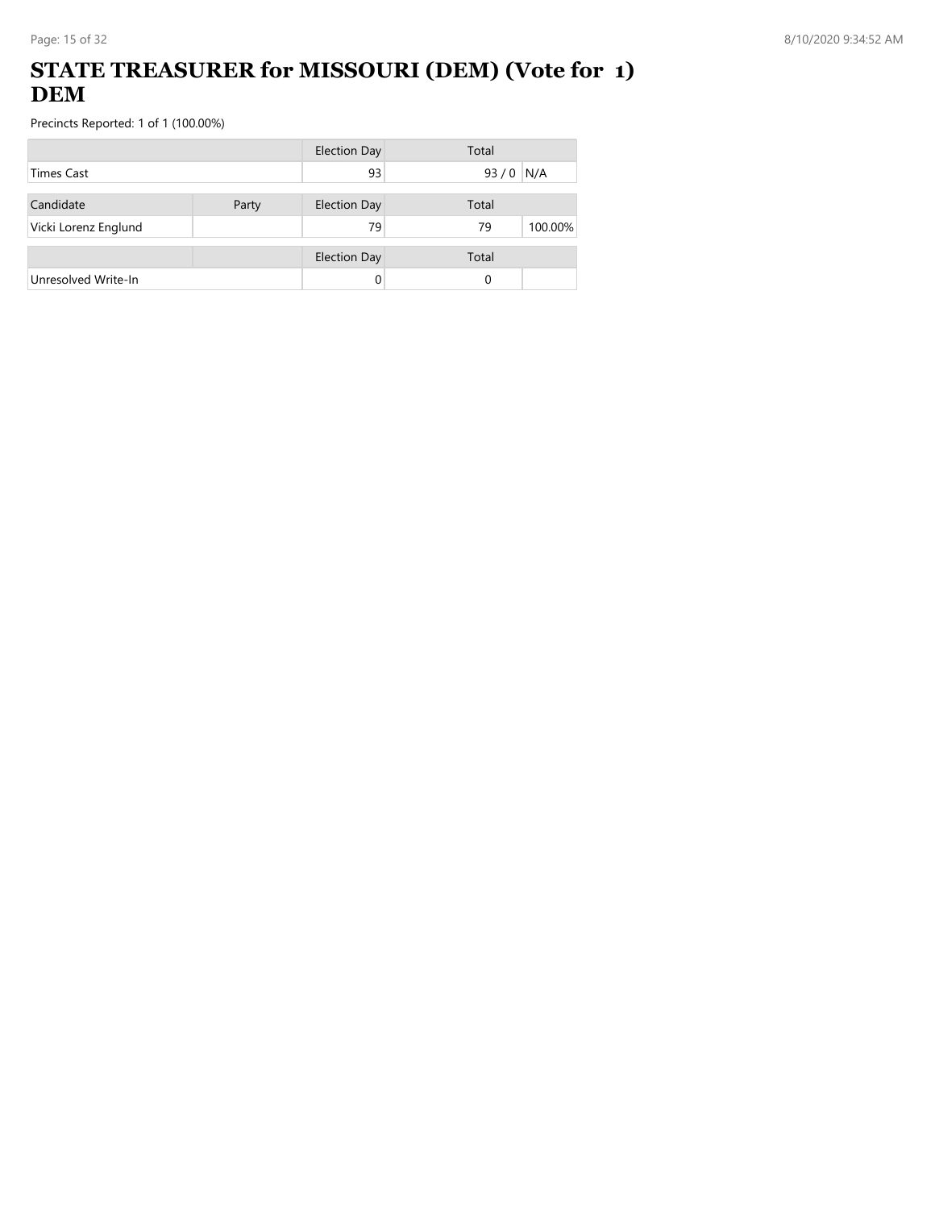# STATE TREASURER for MISSOURI (DEM) (Vote for 1) DEM

Precincts Reported: 1 of 1 (100.00%)

| | Election Day | Total | |
|---|---|---|---|
| Times Cast | 93 | 93 / 0 | N/A |

| Candidate | Party | Election Day | Total | |
|---|---|---|---|---|
| Vicki Lorenz Englund | | 79 | 79 | 100.00% |

| | Election Day | Total | |
|---|---|---|---|
| Unresolved Write-In | 0 | 0 | |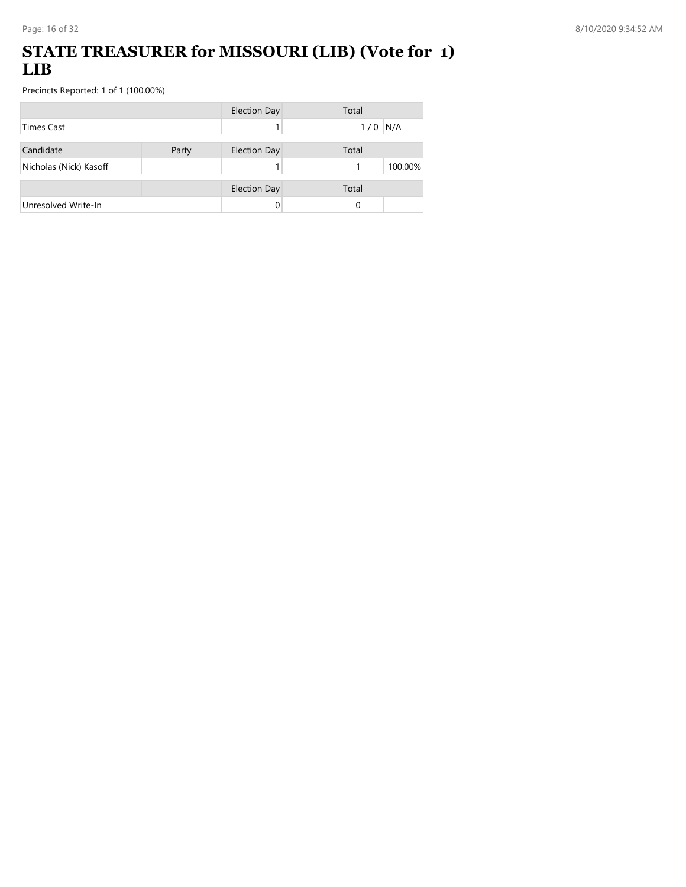# STATE TREASURER for MISSOURI (LIB) (Vote for 1) LIB

Precincts Reported: 1 of 1 (100.00%)

| | | Election Day | Total | |
|---|---|---|---|---|
| Times Cast | | 1 | 1 / 0 | N/A |

| Candidate | Party | Election Day | Total | |
|---|---|---|---|---|
| Nicholas (Nick) Kasoff | | 1 | 1 | 100.00% |

| | | Election Day | Total | |
|---|---|---|---|---|
| Unresolved Write-In | | 0 | 0 | |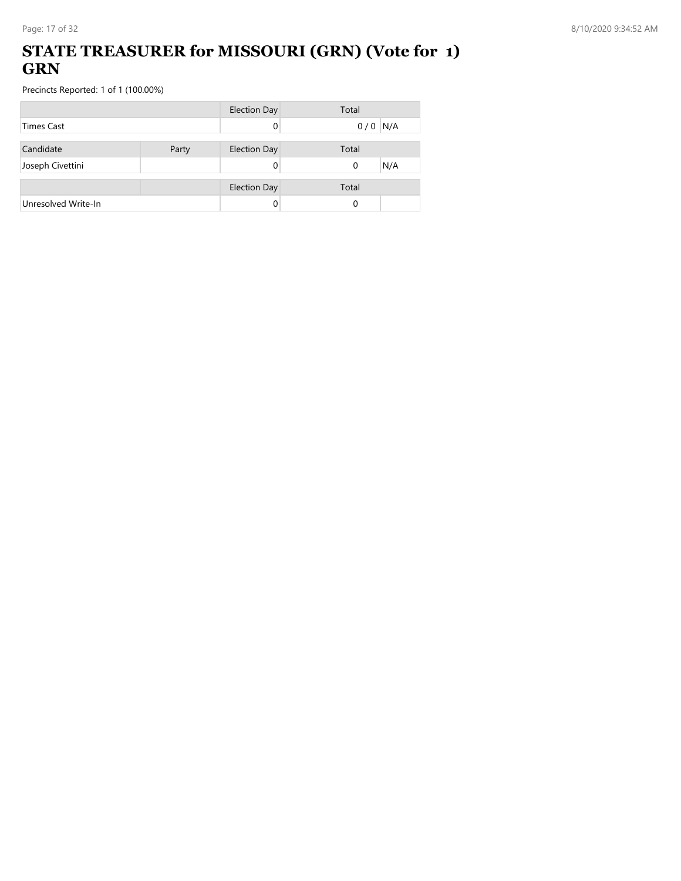# STATE TREASURER for MISSOURI (GRN) (Vote for 1) GRN

Precincts Reported: 1 of 1 (100.00%)

| | Election Day | Total | |
|---|---|---|---|
| Times Cast | 0 | 0 / 0 | N/A |

| Candidate | Party | Election Day | Total | |
|---|---|---|---|---|
| Joseph Civettini | | 0 | 0 | N/A |

| | | Election Day | Total | |
|---|---|---|---|---|
| Unresolved Write-In | | 0 | 0 | |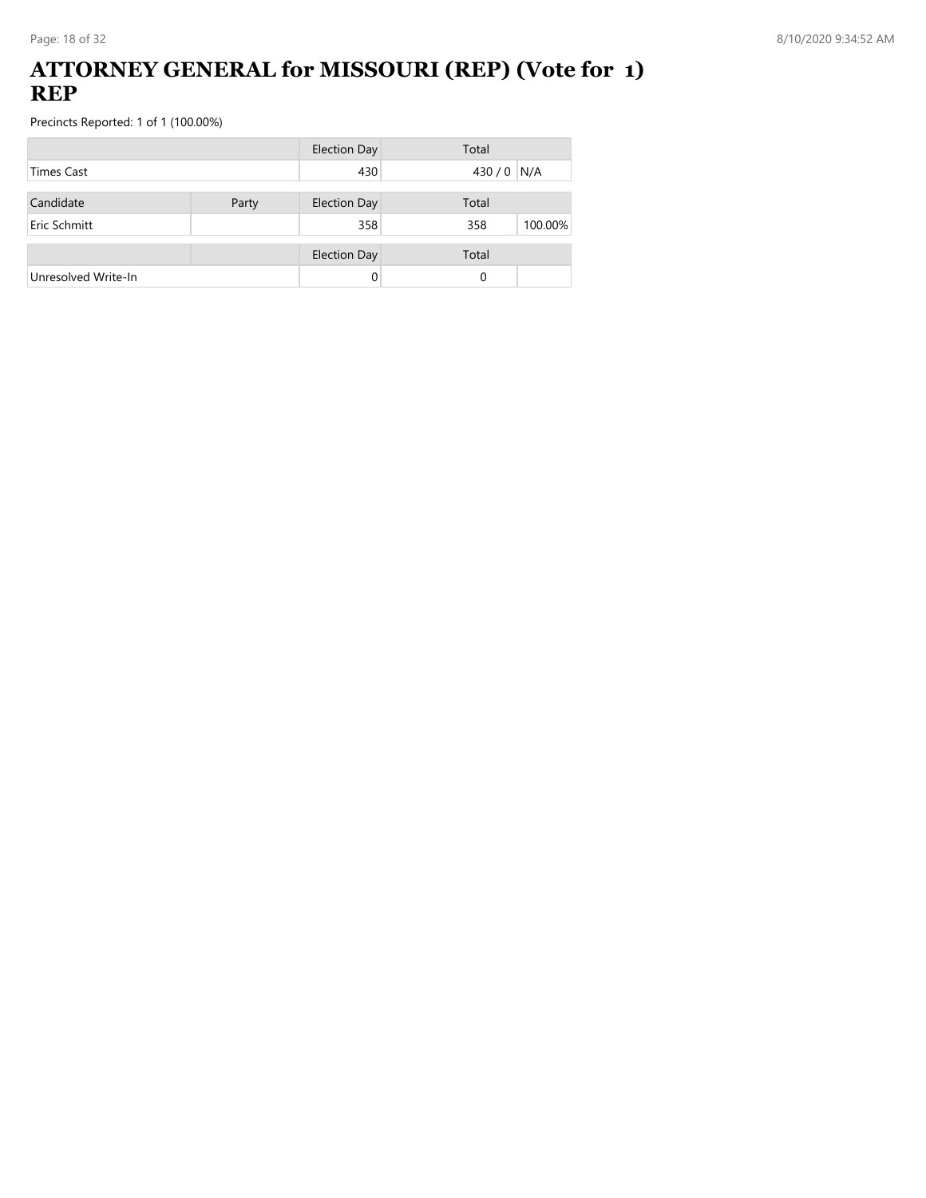# ATTORNEY GENERAL for MISSOURI (REP) (Vote for 1) REP

Precincts Reported: 1 of 1 (100.00%)

| | | Election Day | Total | |
|---|---|---|---|---|
| Times Cast | | 430 | 430 / 0 | N/A |
| Candidate | Party | Election Day | Total | |
| Eric Schmitt | | 358 | 358 | 100.00% |
| | | Election Day | Total | |
| Unresolved Write-In | | 0 | 0 | |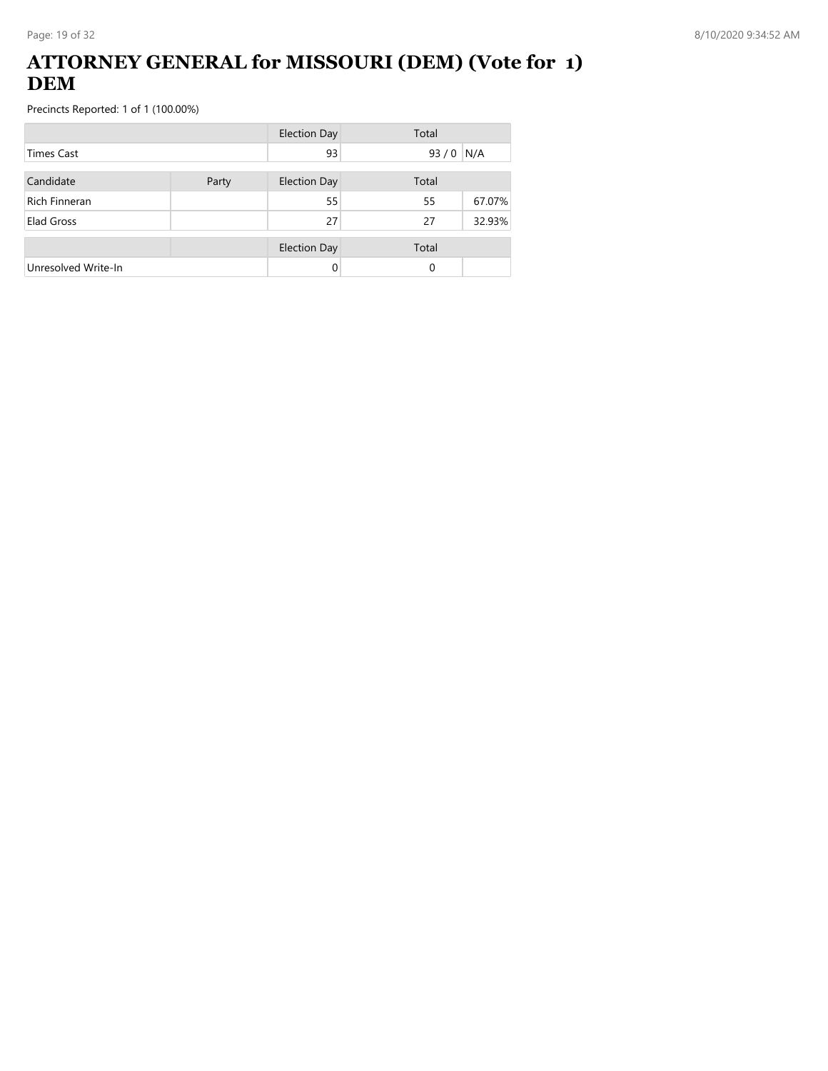# ATTORNEY GENERAL for MISSOURI (DEM) (Vote for 1) DEM

Precincts Reported: 1 of 1 (100.00%)

| | | Election Day | Total | |
|---|---|---|---|---|
| Times Cast | | 93 | 93 / 0 | N/A |

| Candidate | Party | Election Day | Total | |
|---|---|---|---|---|
| Rich Finneran | | 55 | 55 | 67.07% |
| Elad Gross | | 27 | 27 | 32.93% |

| | | Election Day | Total | |
|---|---|---|---|---|
| Unresolved Write-In | | 0 | 0 | |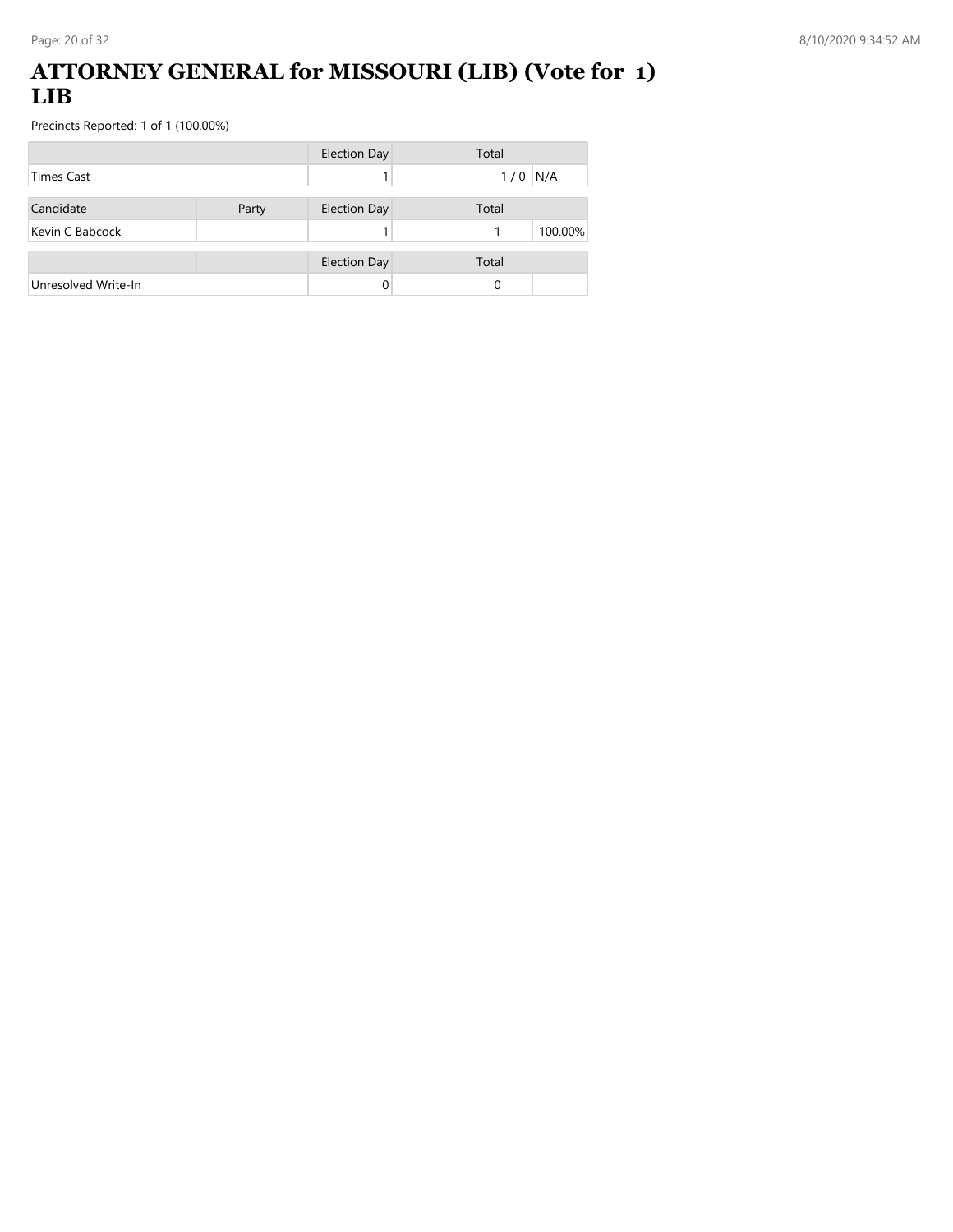# ATTORNEY GENERAL for MISSOURI (LIB) (Vote for 1) LIB

Precincts Reported: 1 of 1 (100.00%)

| | | Election Day | Total | |
|---|---|---|---|---|
| Times Cast | | 1 | 1 / 0 | N/A |

| Candidate | Party | Election Day | Total | |
|---|---|---|---|---|
| Kevin C Babcock | | 1 | 1 | 100.00% |

| | | Election Day | Total | |
|---|---|---|---|---|
| Unresolved Write-In | | 0 | 0 | |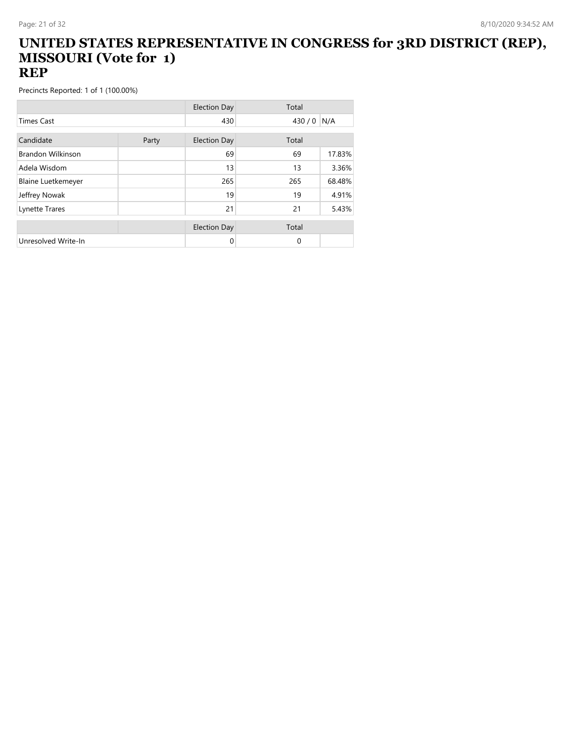# UNITED STATES REPRESENTATIVE IN CONGRESS for 3RD DISTRICT (REP), MISSOURI (Vote for 1)
## REP

Precincts Reported: 1 of 1 (100.00%)

| | | Election Day | Total | |
|---|---|---|---|---|
| Times Cast | | 430 | 430 / 0 | N/A |

| Candidate | Party | Election Day | Total | |
|---|---|---|---|---|
| Brandon Wilkinson | | 69 | 69 | 17.83% |
| Adela Wisdom | | 13 | 13 | 3.36% |
| Blaine Luetkemeyer | | 265 | 265 | 68.48% |
| Jeffrey Nowak | | 19 | 19 | 4.91% |
| Lynette Trares | | 21 | 21 | 5.43% |

| | | Election Day | Total | |
|---|---|---|---|---|
| Unresolved Write-In | | 0 | 0 | |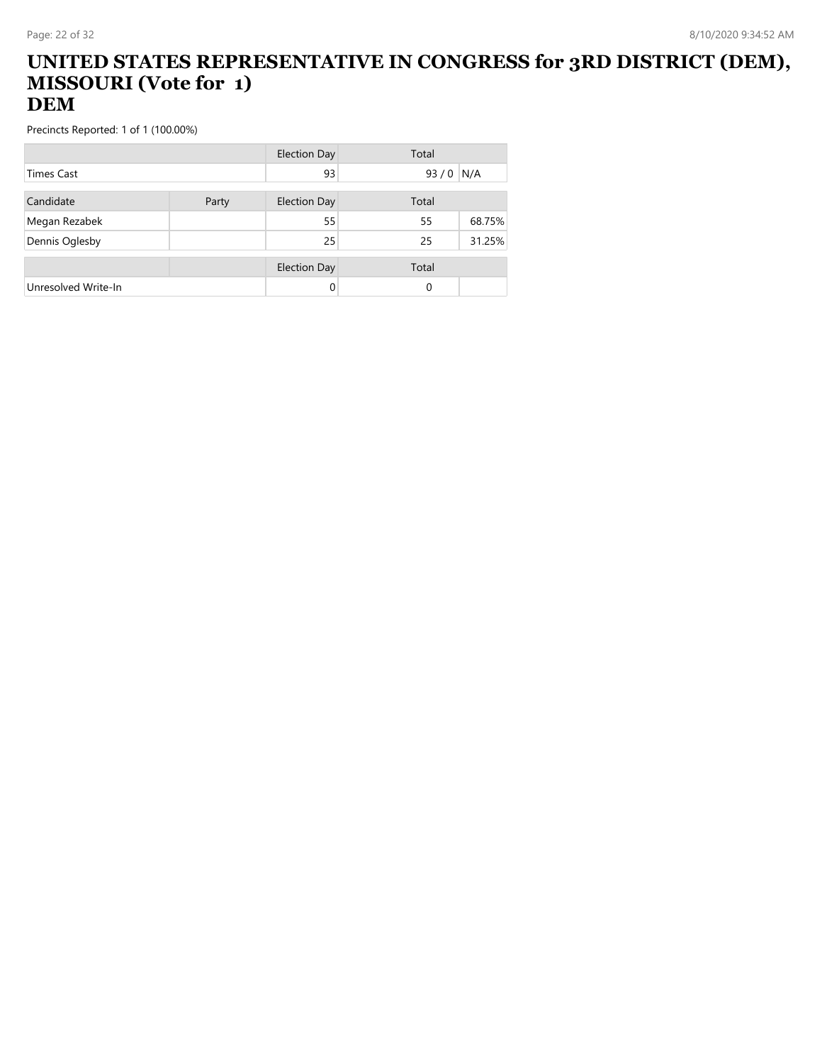# UNITED STATES REPRESENTATIVE IN CONGRESS for 3RD DISTRICT (DEM), MISSOURI (Vote for 1)
## DEM

Precincts Reported: 1 of 1 (100.00%)

| | | Election Day | Total | |
|---|---|---|---|---|
| Times Cast | | 93 | 93 / 0 | N/A |

| Candidate | Party | Election Day | Total | |
|---|---|---|---|---|
| Megan Rezabek | | 55 | 55 | 68.75% |
| Dennis Oglesby | | 25 | 25 | 31.25% |

| | | Election Day | Total | |
|---|---|---|---|---|
| Unresolved Write-In | | 0 | 0 | |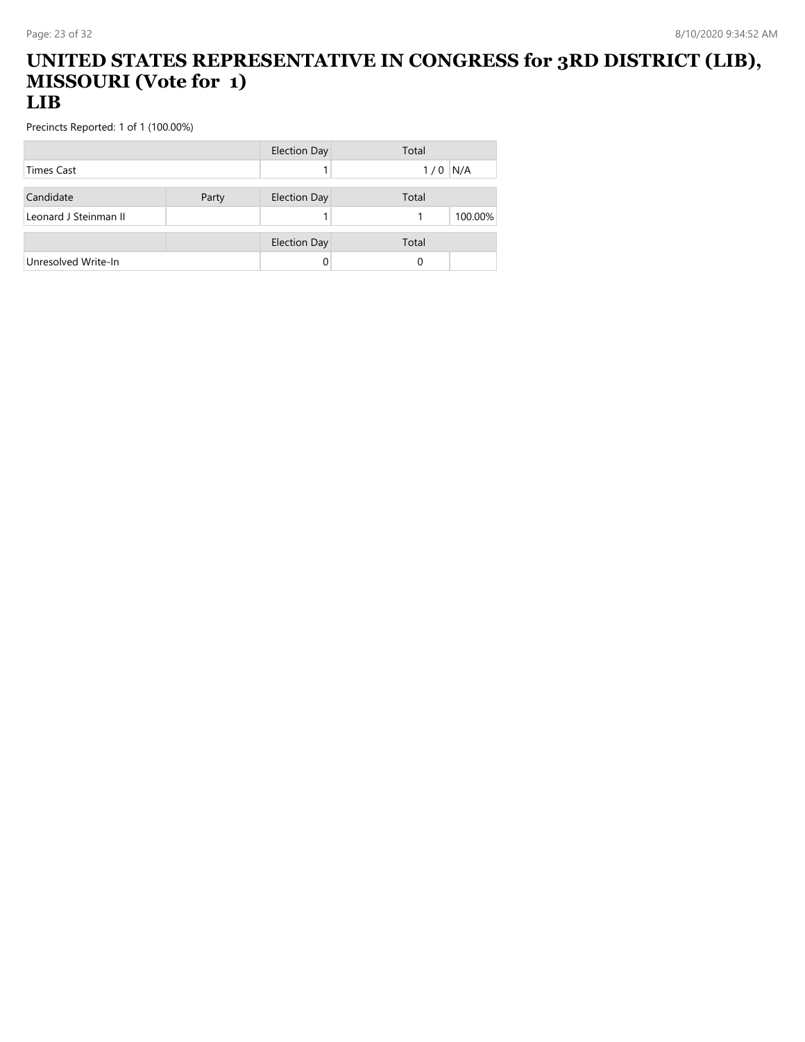# UNITED STATES REPRESENTATIVE IN CONGRESS for 3RD DISTRICT (LIB), MISSOURI (Vote for 1)
## LIB

Precincts Reported: 1 of 1 (100.00%)

| | Election Day | Total | |
|---|---|---|---|
| Times Cast | 1 | 1 / 0 | N/A |

| Candidate | Party | Election Day | Total | |
|---|---|---|---|---|
| Leonard J Steinman II | | 1 | 1 | 100.00% |

| | | Election Day | Total | |
|---|---|---|---|---|
| Unresolved Write-In | | 0 | 0 | |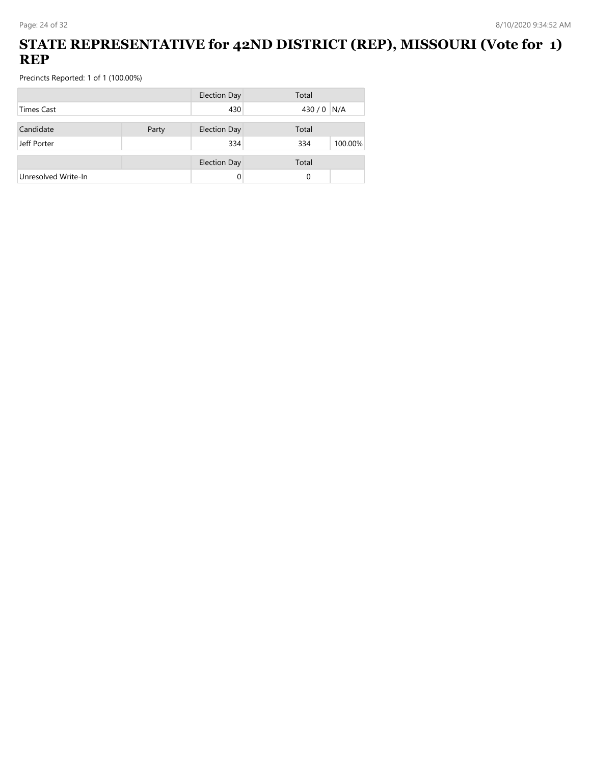# STATE REPRESENTATIVE for 42ND DISTRICT (REP), MISSOURI (Vote for 1) REP

Precincts Reported: 1 of 1 (100.00%)

| | | Election Day | Total | |
|---|---|---|---|---|
| Times Cast | | 430 | 430 / 0 | N/A |

| Candidate | Party | Election Day | Total | |
|---|---|---|---|---|
| Jeff Porter | | 334 | 334 | 100.00% |

| | | Election Day | Total | |
|---|---|---|---|---|
| Unresolved Write-In | | 0 | 0 | |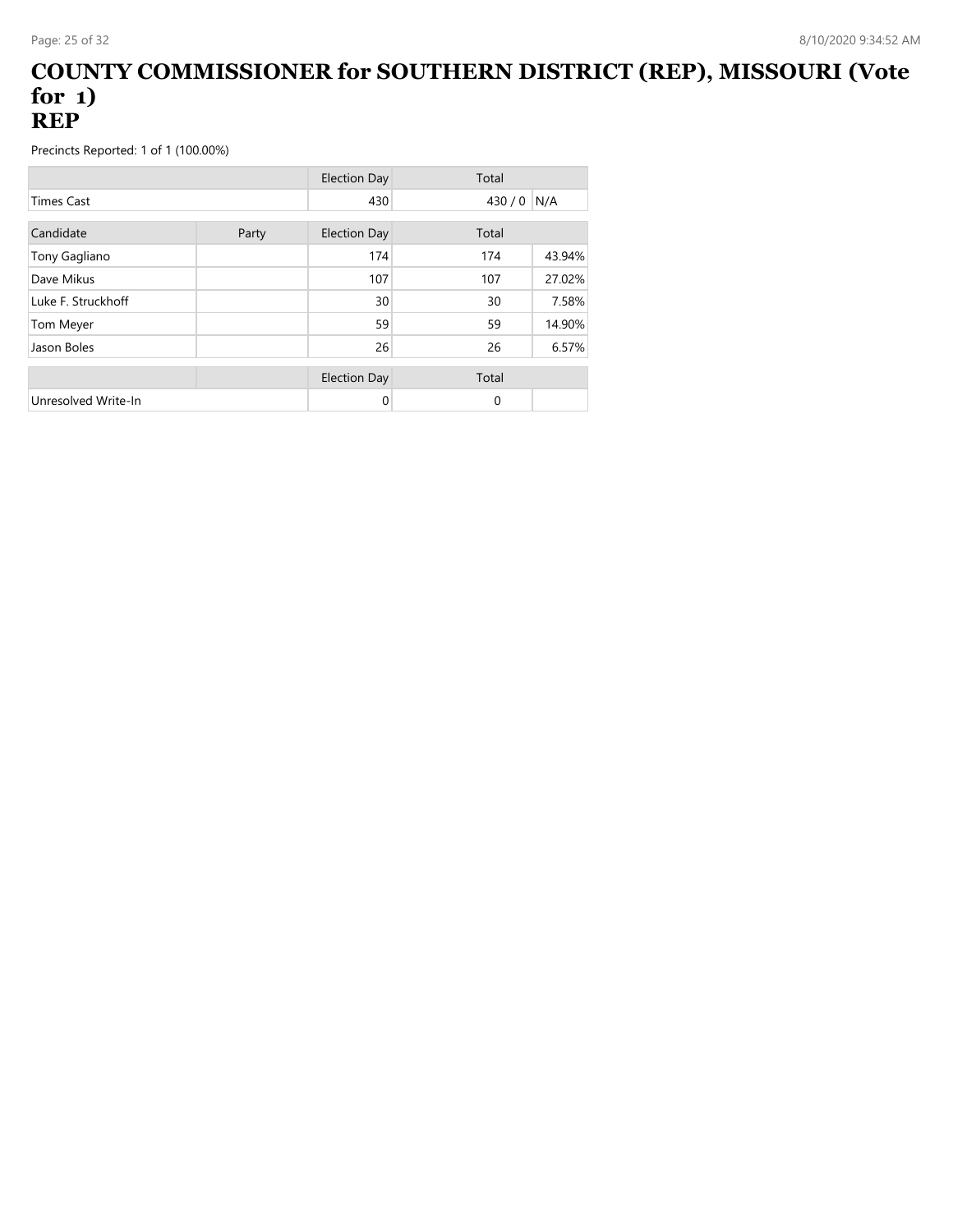# COUNTY COMMISSIONER for SOUTHERN DISTRICT (REP), MISSOURI (Vote for 1)
# REP

Precincts Reported: 1 of 1 (100.00%)

| | | Election Day | Total | |
|---|---|---|---|---|
| Times Cast | | 430 | 430 / 0 | N/A |

| Candidate | Party | Election Day | Total | |
|---|---|---|---|---|
| Tony Gagliano | | 174 | 174 | 43.94% |
| Dave Mikus | | 107 | 107 | 27.02% |
| Luke F. Struckhoff | | 30 | 30 | 7.58% |
| Tom Meyer | | 59 | 59 | 14.90% |
| Jason Boles | | 26 | 26 | 6.57% |

| | | Election Day | Total | |
|---|---|---|---|---|
| Unresolved Write-In | | 0 | 0 | |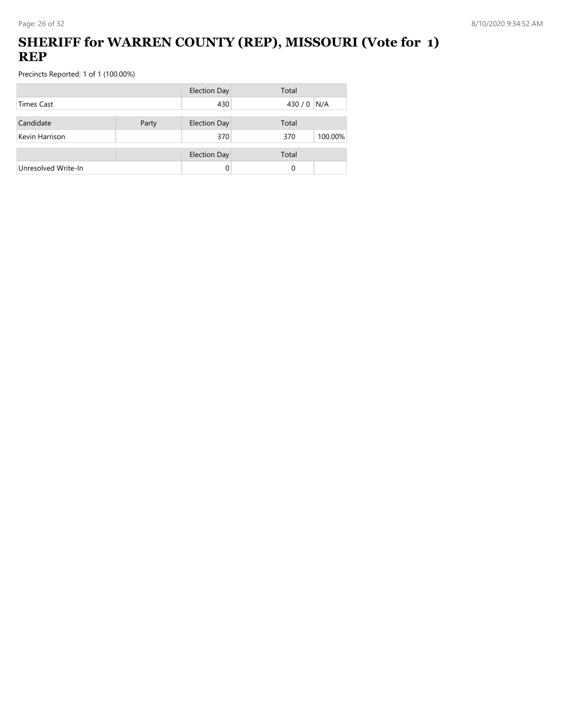# SHERIFF for WARREN COUNTY (REP), MISSOURI (Vote for 1) REP

Precincts Reported: 1 of 1 (100.00%)

| | | Election Day | Total | |
|---|---|---|---|---|
| Times Cast | | 430 | 430 / 0 | N/A |
| **Candidate** | **Party** | **Election Day** | **Total** | |
| Kevin Harrison | | 370 | 370 | 100.00% |
| | | **Election Day** | **Total** | |
| Unresolved Write-In | | 0 | 0 | |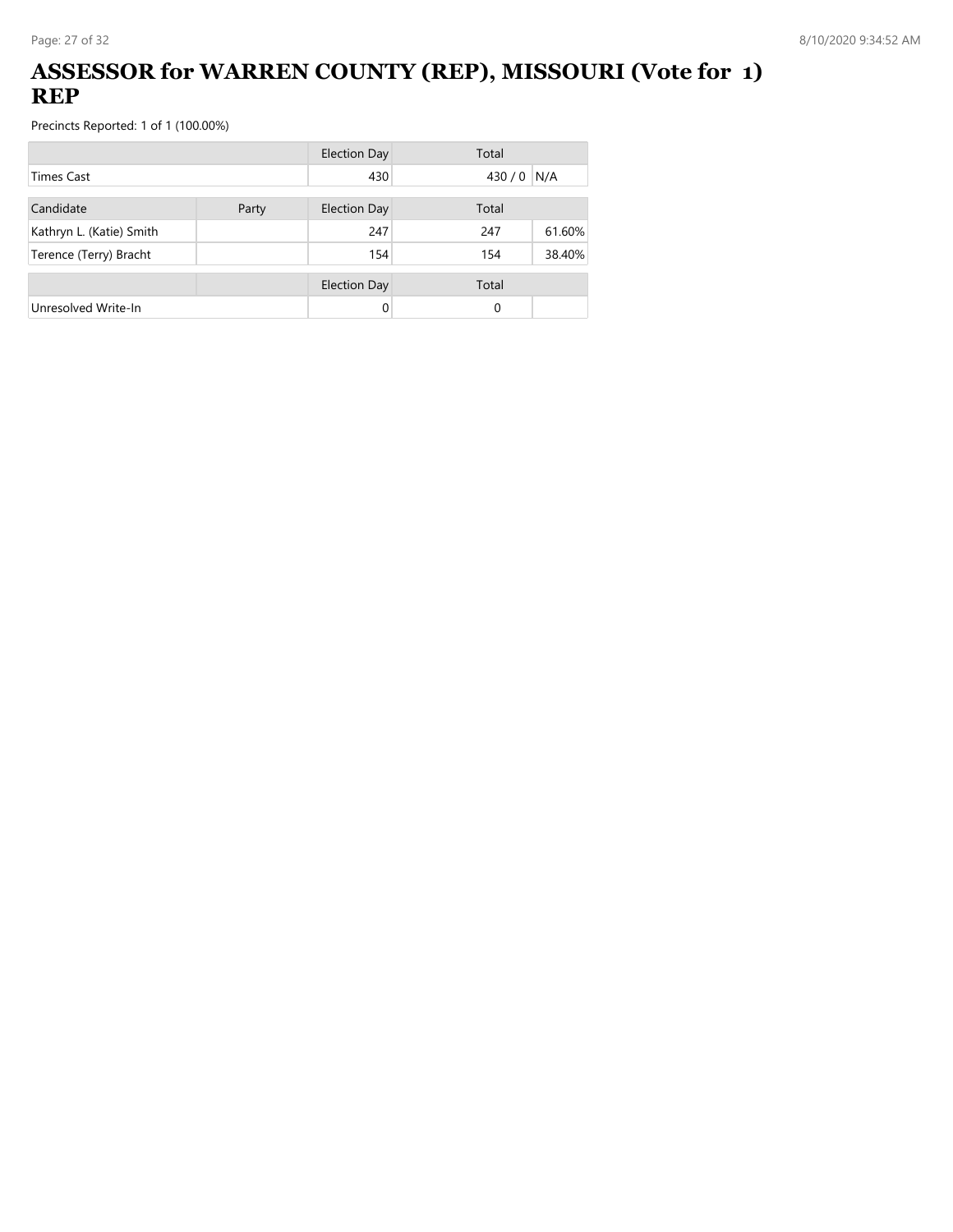# ASSESSOR for WARREN COUNTY (REP), MISSOURI (Vote for 1) REP

Precincts Reported: 1 of 1 (100.00%)

| | | Election Day | Total | |
|---|---|---|---|---|
| Times Cast | | 430 | 430 / 0 | N/A |

| Candidate | Party | Election Day | Total | |
|---|---|---|---|---|
| Kathryn L. (Katie) Smith | | 247 | 247 | 61.60% |
| Terence (Terry) Bracht | | 154 | 154 | 38.40% |

| | | Election Day | Total | |
|---|---|---|---|---|
| Unresolved Write-In | | 0 | 0 | |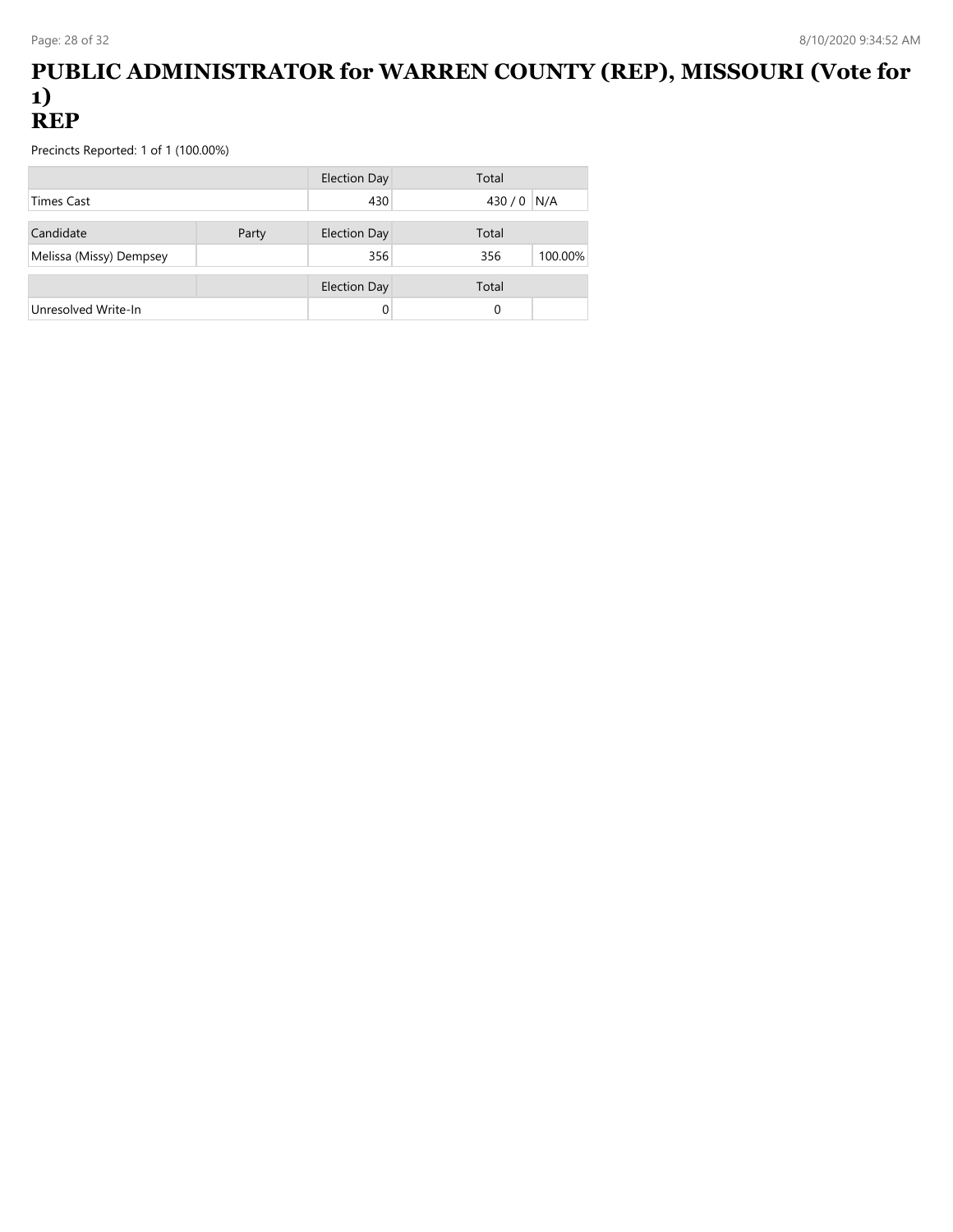# PUBLIC ADMINISTRATOR for WARREN COUNTY (REP), MISSOURI (Vote for 1)
# REP

Precincts Reported: 1 of 1 (100.00%)

| | | Election Day | Total | |
|---|---|---|---|---|
| Times Cast | | 430 | 430 / 0 | N/A |

| Candidate | Party | Election Day | Total | |
|---|---|---|---|---|
| Melissa (Missy) Dempsey | | 356 | 356 | 100.00% |

| | | Election Day | Total | |
|---|---|---|---|---|
| Unresolved Write-In | | 0 | 0 | |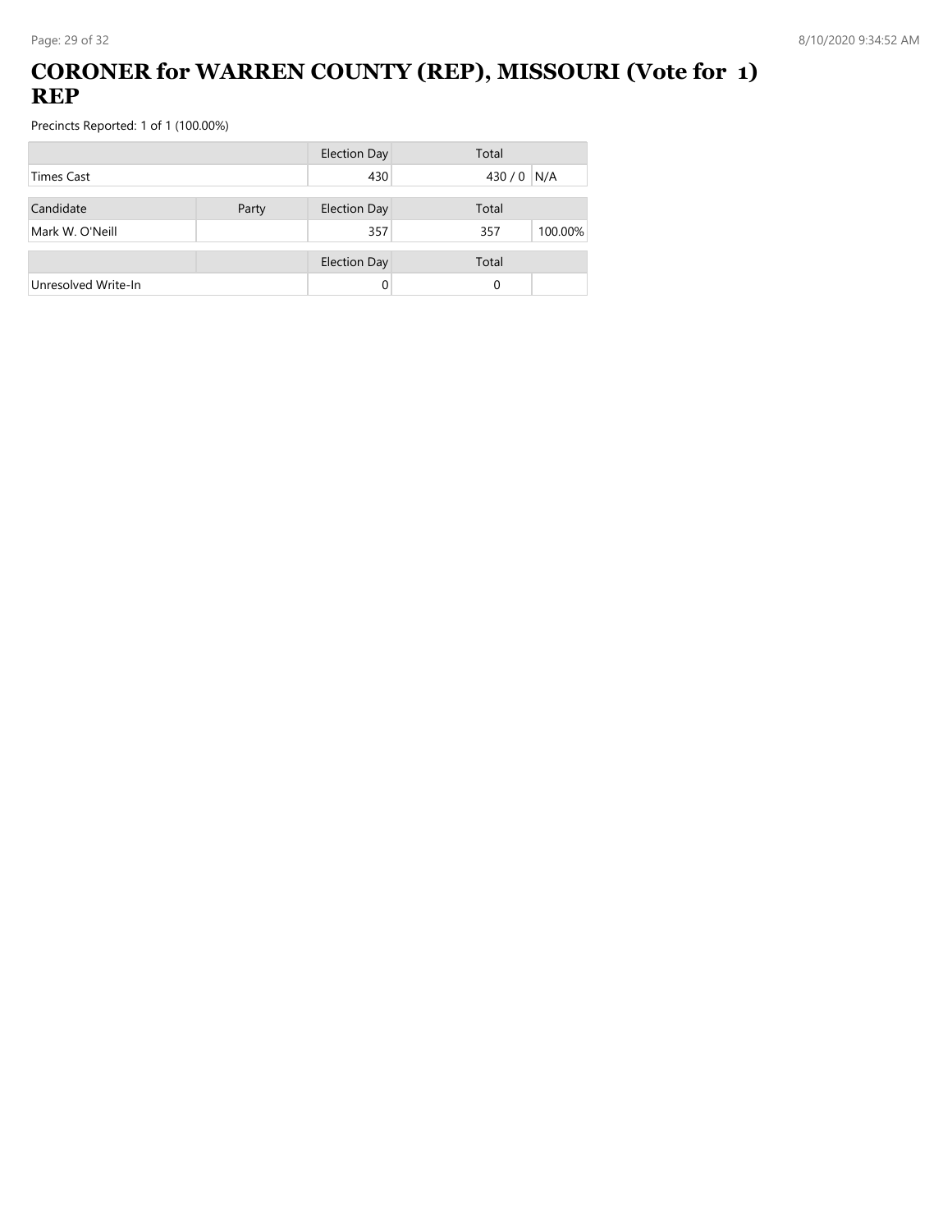# CORONER for WARREN COUNTY (REP), MISSOURI (Vote for 1) REP

Precincts Reported: 1 of 1 (100.00%)

| | | Election Day | Total | |
|---|---|---|---|---|
| Times Cast | | 430 | 430 / 0 | N/A |
| **Candidate** | **Party** | **Election Day** | **Total** | |
| Mark W. O'Neill | | 357 | 357 | 100.00% |
| | | **Election Day** | **Total** | |
| Unresolved Write-In | | 0 | 0 | |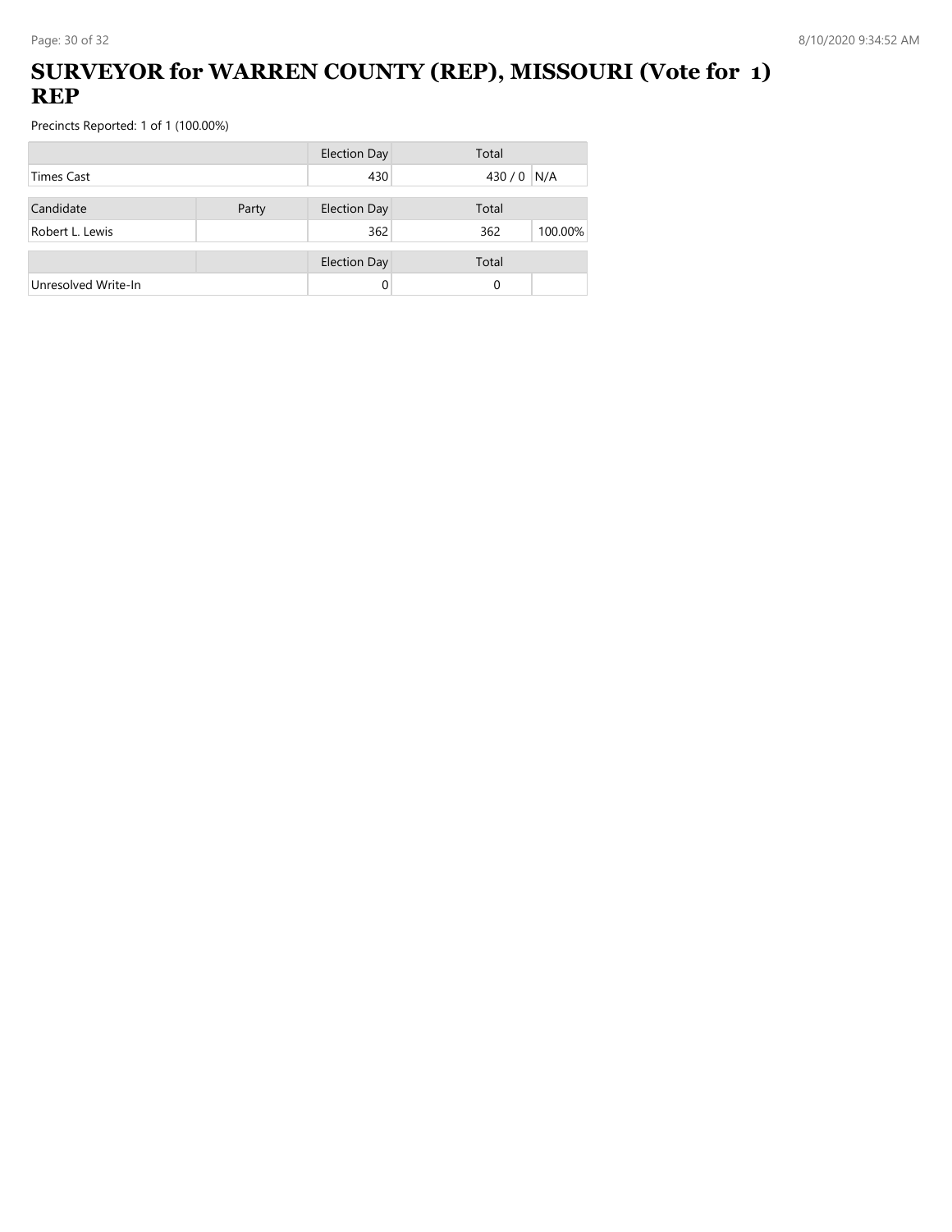# SURVEYOR for WARREN COUNTY (REP), MISSOURI (Vote for 1) REP

Precincts Reported: 1 of 1 (100.00%)

| | | Election Day | Total | |
|---|---|---|---|---|
| Times Cast | | 430 | 430 / 0 | N/A |

| Candidate | Party | Election Day | Total | |
|---|---|---|---|---|
| Robert L. Lewis | | 362 | 362 | 100.00% |

| | | Election Day | Total | |
|---|---|---|---|---|
| Unresolved Write-In | | 0 | 0 | |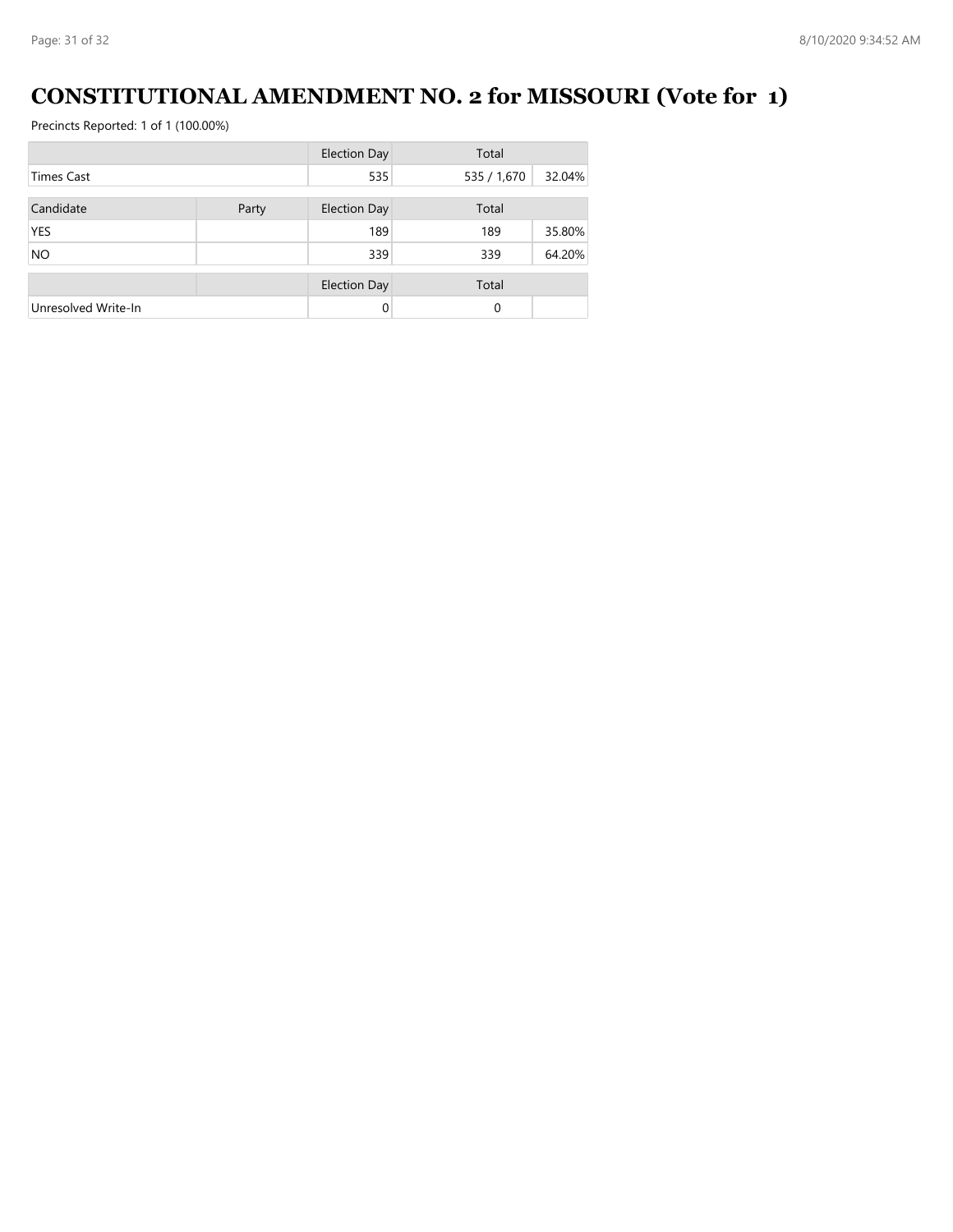# CONSTITUTIONAL AMENDMENT NO. 2 for MISSOURI (Vote for 1)

Precincts Reported: 1 of 1 (100.00%)

| | | Election Day | Total | |
|---|---|---|---|---|
| Times Cast | | 535 | 535 / 1,670 | 32.04% |

| Candidate | Party | Election Day | Total | |
|---|---|---|---|---|
| YES | | 189 | 189 | 35.80% |
| NO | | 339 | 339 | 64.20% |

| | | Election Day | Total | |
|---|---|---|---|---|
| Unresolved Write-In | | 0 | 0 | |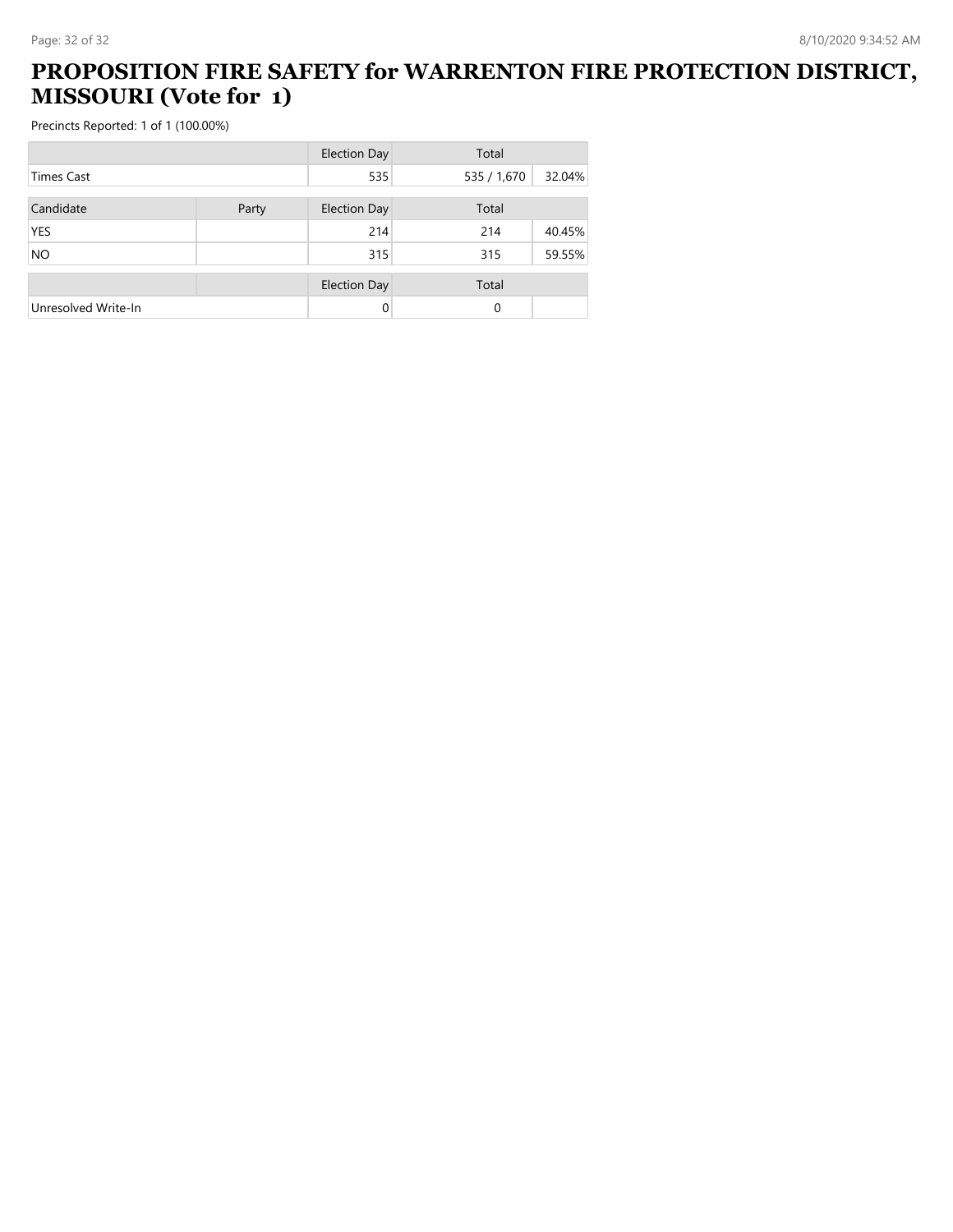# PROPOSITION FIRE SAFETY for WARRENTON FIRE PROTECTION DISTRICT, MISSOURI (Vote for 1)

Precincts Reported: 1 of 1 (100.00%)

| | | Election Day | Total | |
|---|---|---|---|---|
| Times Cast | | 535 | 535 / 1,670 | 32.04% |

| Candidate | Party | Election Day | Total | |
|---|---|---|---|---|
| YES | | 214 | 214 | 40.45% |
| NO | | 315 | 315 | 59.55% |

| | | Election Day | Total | |
|---|---|---|---|---|
| Unresolved Write-In | | 0 | 0 | |